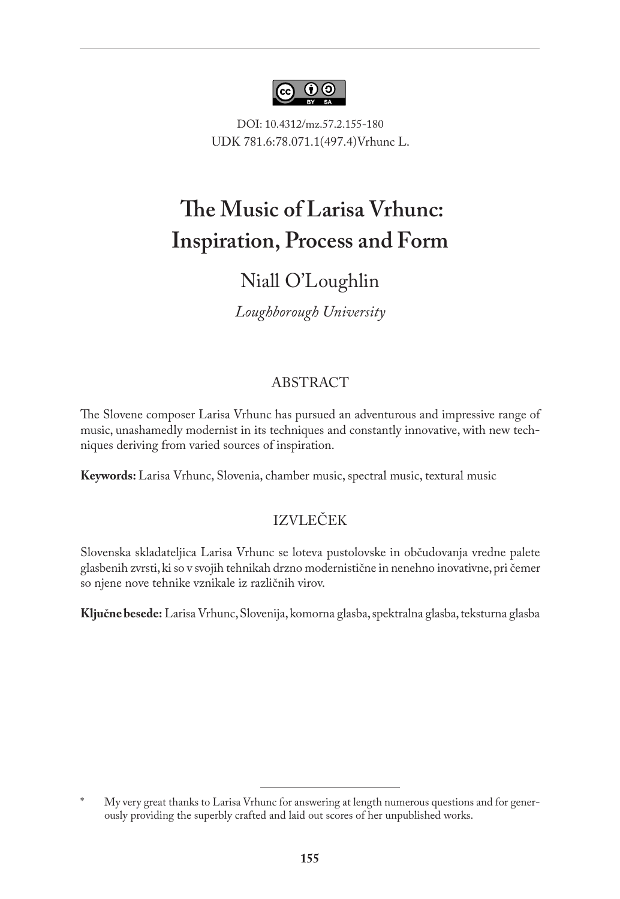DOI: 10.4312/mz.57.2.155-180
UDK 781.6:78.071.1(497.4)Vrhunc L.

# The Music of Larisa Vrhunc: Inspiration, Process and Form

Niall O'Loughlin

*Loughborough University*

## ABSTRACT

The Slovene composer Larisa Vrhunc has pursued an adventurous and impressive range of music, unashamedly modernist in its techniques and constantly innovative, with new techniques deriving from varied sources of inspiration.

**Keywords:** Larisa Vrhunc, Slovenia, chamber music, spectral music, textural music

## IZVLEČEK

Slovenska skladateljica Larisa Vrhunc se loteva pustolovske in občudovanja vredne palete glasbenih zvrsti, ki so v svojih tehnikah drzno modernistične in nenehno inovativne, pri čemer so njene nove tehnike vznikale iz različnih virov.

**Ključne besede:** Larisa Vrhunc, Slovenija, komorna glasba, spektralna glasba, teksturna glasba

---

\* My very great thanks to Larisa Vrhunc for answering at length numerous questions and for generously providing the superbly crafted and laid out scores of her unpublished works.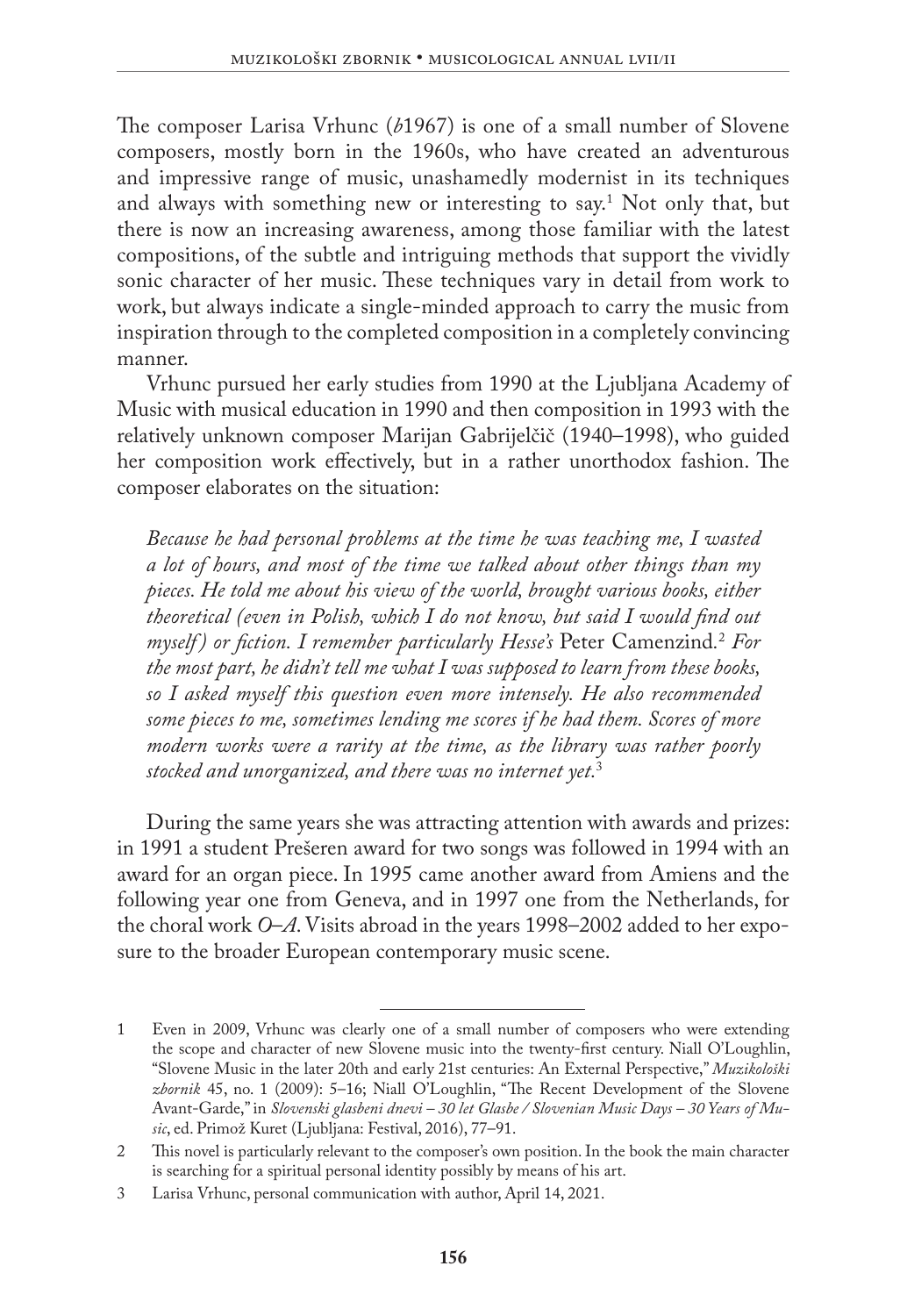The composer Larisa Vrhunc (*b*1967) is one of a small number of Slovene composers, mostly born in the 1960s, who have created an adventurous and impressive range of music, unashamedly modernist in its techniques and always with something new or interesting to say.[1] Not only that, but there is now an increasing awareness, among those familiar with the latest compositions, of the subtle and intriguing methods that support the vividly sonic character of her music. These techniques vary in detail from work to work, but always indicate a single-minded approach to carry the music from inspiration through to the completed composition in a completely convincing manner.

Vrhunc pursued her early studies from 1990 at the Ljubljana Academy of Music with musical education in 1990 and then composition in 1993 with the relatively unknown composer Marijan Gabrijelčič (1940–1998), who guided her composition work effectively, but in a rather unorthodox fashion. The composer elaborates on the situation:

> *Because he had personal problems at the time he was teaching me, I wasted a lot of hours, and most of the time we talked about other things than my pieces. He told me about his view of the world, brought various books, either theoretical (even in Polish, which I do not know, but said I would find out myself) or fiction. I remember particularly Hesse's* Peter Camenzind.[2] *For the most part, he didn't tell me what I was supposed to learn from these books, so I asked myself this question even more intensely. He also recommended some pieces to me, sometimes lending me scores if he had them. Scores of more modern works were a rarity at the time, as the library was rather poorly stocked and unorganized, and there was no internet yet.*[3]

During the same years she was attracting attention with awards and prizes: in 1991 a student Prešeren award for two songs was followed in 1994 with an award for an organ piece. In 1995 came another award from Amiens and the following year one from Geneva, and in 1997 one from the Netherlands, for the choral work *O–A*. Visits abroad in the years 1998–2002 added to her exposure to the broader European contemporary music scene.

---

1 Even in 2009, Vrhunc was clearly one of a small number of composers who were extending the scope and character of new Slovene music into the twenty-first century. Niall O'Loughlin, "Slovene Music in the later 20th and early 21st centuries: An External Perspective," *Muzikološki zbornik* 45, no. 1 (2009): 5–16; Niall O'Loughlin, "The Recent Development of the Slovene Avant-Garde," in *Slovenski glasbeni dnevi – 30 let Glasbe / Slovenian Music Days – 30 Years of Music*, ed. Primož Kuret (Ljubljana: Festival, 2016), 77–91.

2 This novel is particularly relevant to the composer's own position. In the book the main character is searching for a spiritual personal identity possibly by means of his art.

3 Larisa Vrhunc, personal communication with author, April 14, 2021.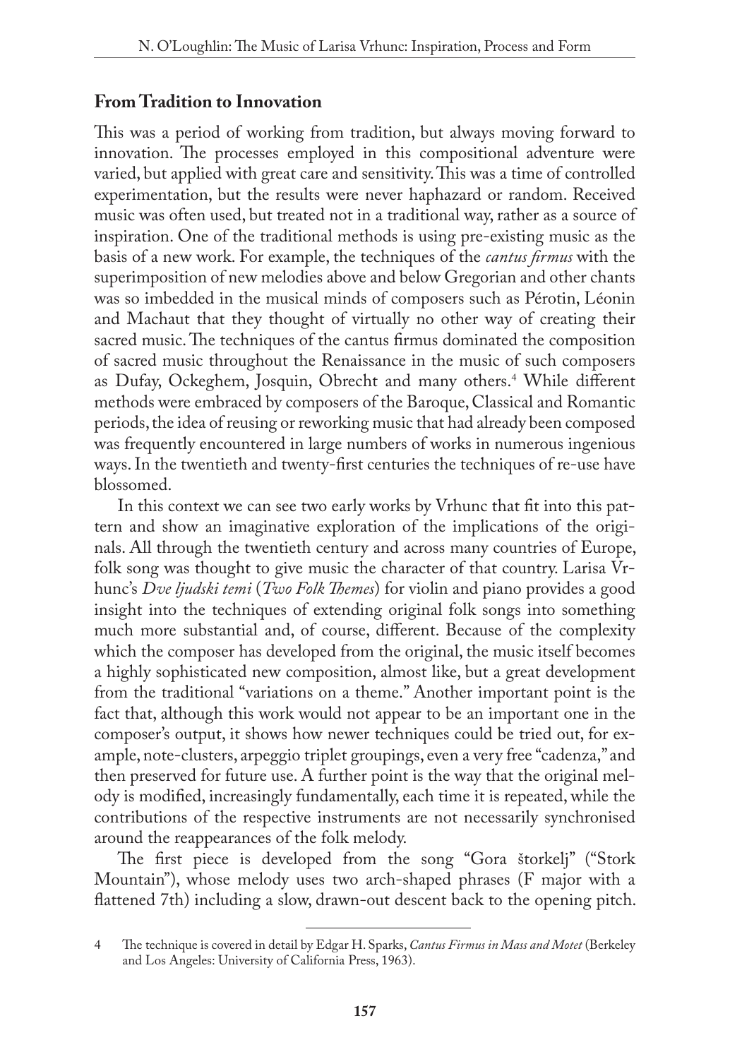## From Tradition to Innovation

This was a period of working from tradition, but always moving forward to innovation. The processes employed in this compositional adventure were varied, but applied with great care and sensitivity. This was a time of controlled experimentation, but the results were never haphazard or random. Received music was often used, but treated not in a traditional way, rather as a source of inspiration. One of the traditional methods is using pre-existing music as the basis of a new work. For example, the techniques of the *cantus firmus* with the superimposition of new melodies above and below Gregorian and other chants was so imbedded in the musical minds of composers such as Pérotin, Léonin and Machaut that they thought of virtually no other way of creating their sacred music. The techniques of the cantus firmus dominated the composition of sacred music throughout the Renaissance in the music of such composers as Dufay, Ockeghem, Josquin, Obrecht and many others.[4] While different methods were embraced by composers of the Baroque, Classical and Romantic periods, the idea of reusing or reworking music that had already been composed was frequently encountered in large numbers of works in numerous ingenious ways. In the twentieth and twenty-first centuries the techniques of re-use have blossomed.

In this context we can see two early works by Vrhunc that fit into this pattern and show an imaginative exploration of the implications of the originals. All through the twentieth century and across many countries of Europe, folk song was thought to give music the character of that country. Larisa Vrhunc's *Dve ljudski temi* (*Two Folk Themes*) for violin and piano provides a good insight into the techniques of extending original folk songs into something much more substantial and, of course, different. Because of the complexity which the composer has developed from the original, the music itself becomes a highly sophisticated new composition, almost like, but a great development from the traditional "variations on a theme." Another important point is the fact that, although this work would not appear to be an important one in the composer's output, it shows how newer techniques could be tried out, for example, note-clusters, arpeggio triplet groupings, even a very free "cadenza," and then preserved for future use. A further point is the way that the original melody is modified, increasingly fundamentally, each time it is repeated, while the contributions of the respective instruments are not necessarily synchronised around the reappearances of the folk melody.

The first piece is developed from the song "Gora štorkelj" ("Stork Mountain"), whose melody uses two arch-shaped phrases (F major with a flattened 7th) including a slow, drawn-out descent back to the opening pitch.

---

4 The technique is covered in detail by Edgar H. Sparks, *Cantus Firmus in Mass and Motet* (Berkeley and Los Angeles: University of California Press, 1963).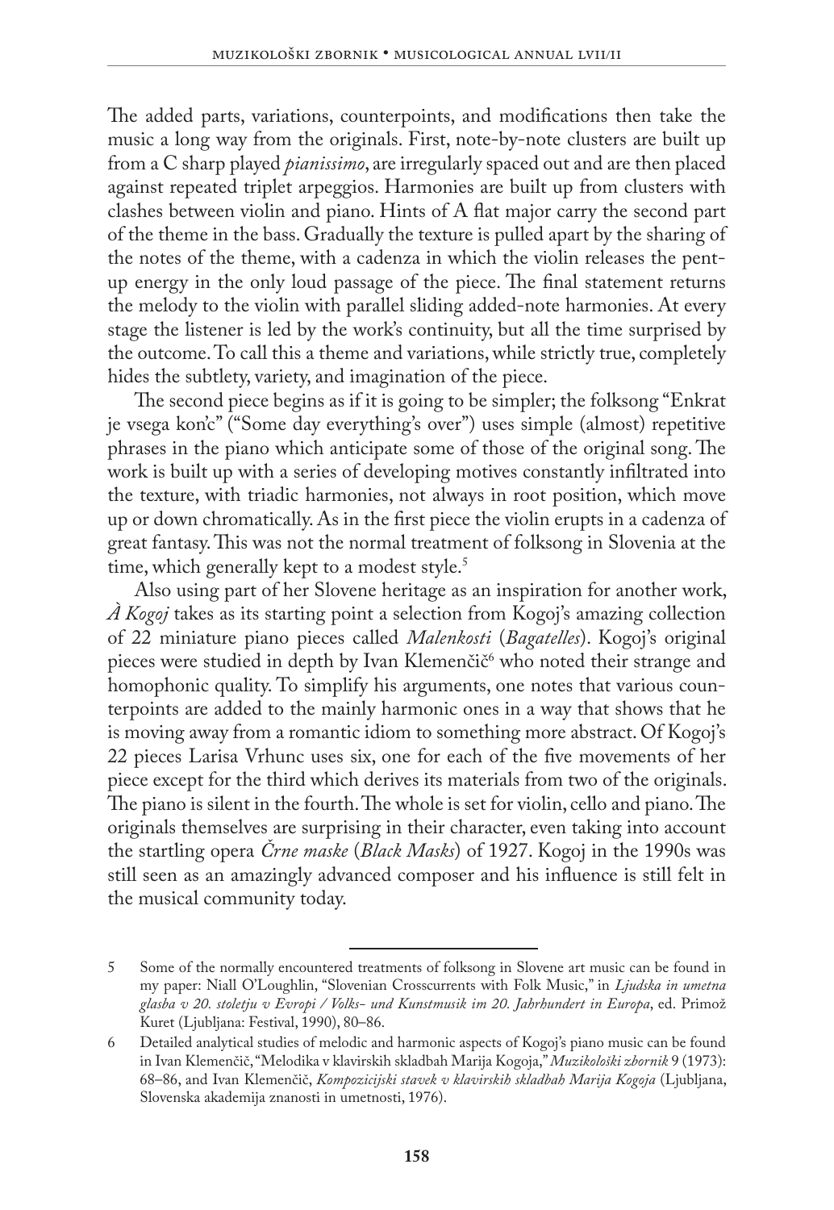The added parts, variations, counterpoints, and modifications then take the music a long way from the originals. First, note-by-note clusters are built up from a C sharp played *pianissimo*, are irregularly spaced out and are then placed against repeated triplet arpeggios. Harmonies are built up from clusters with clashes between violin and piano. Hints of A flat major carry the second part of the theme in the bass. Gradually the texture is pulled apart by the sharing of the notes of the theme, with a cadenza in which the violin releases the pent-up energy in the only loud passage of the piece. The final statement returns the melody to the violin with parallel sliding added-note harmonies. At every stage the listener is led by the work's continuity, but all the time surprised by the outcome. To call this a theme and variations, while strictly true, completely hides the subtlety, variety, and imagination of the piece.

The second piece begins as if it is going to be simpler; the folksong "Enkrat je vsega kon'c" ("Some day everything's over") uses simple (almost) repetitive phrases in the piano which anticipate some of those of the original song. The work is built up with a series of developing motives constantly infiltrated into the texture, with triadic harmonies, not always in root position, which move up or down chromatically. As in the first piece the violin erupts in a cadenza of great fantasy. This was not the normal treatment of folksong in Slovenia at the time, which generally kept to a modest style.[5]

Also using part of her Slovene heritage as an inspiration for another work, *À Kogoj* takes as its starting point a selection from Kogoj's amazing collection of 22 miniature piano pieces called *Malenkosti* (*Bagatelles*). Kogoj's original pieces were studied in depth by Ivan Klemenčič[6] who noted their strange and homophonic quality. To simplify his arguments, one notes that various counterpoints are added to the mainly harmonic ones in a way that shows that he is moving away from a romantic idiom to something more abstract. Of Kogoj's 22 pieces Larisa Vrhunc uses six, one for each of the five movements of her piece except for the third which derives its materials from two of the originals. The piano is silent in the fourth. The whole is set for violin, cello and piano. The originals themselves are surprising in their character, even taking into account the startling opera *Črne maske* (*Black Masks*) of 1927. Kogoj in the 1990s was still seen as an amazingly advanced composer and his influence is still felt in the musical community today.

---

5 Some of the normally encountered treatments of folksong in Slovene art music can be found in my paper: Niall O'Loughlin, "Slovenian Crosscurrents with Folk Music," in *Ljudska in umetna glasba v 20. stoletju v Evropi / Volks- und Kunstmusik im 20. Jahrhundert in Europa*, ed. Primož Kuret (Ljubljana: Festival, 1990), 80–86.

6 Detailed analytical studies of melodic and harmonic aspects of Kogoj's piano music can be found in Ivan Klemenčič, "Melodika v klavirskih skladbah Marija Kogoja," *Muzikološki zbornik* 9 (1973): 68–86, and Ivan Klemenčič, *Kompozicijski stavek v klavirskih skladbah Marija Kogoja* (Ljubljana, Slovenska akademija znanosti in umetnosti, 1976).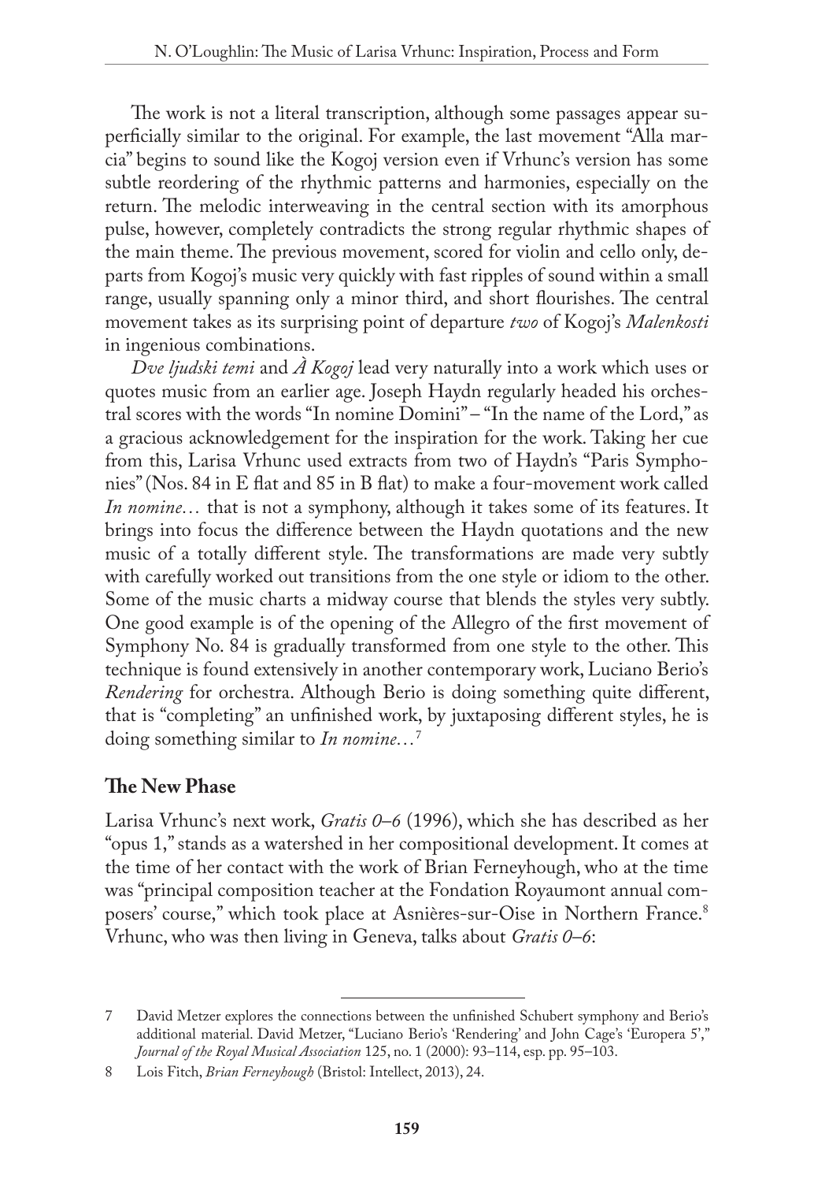The work is not a literal transcription, although some passages appear superficially similar to the original. For example, the last movement "Alla marcia" begins to sound like the Kogoj version even if Vrhunc's version has some subtle reordering of the rhythmic patterns and harmonies, especially on the return. The melodic interweaving in the central section with its amorphous pulse, however, completely contradicts the strong regular rhythmic shapes of the main theme. The previous movement, scored for violin and cello only, departs from Kogoj's music very quickly with fast ripples of sound within a small range, usually spanning only a minor third, and short flourishes. The central movement takes as its surprising point of departure *two* of Kogoj's *Malenkosti* in ingenious combinations.

*Dve ljudski temi* and *À Kogoj* lead very naturally into a work which uses or quotes music from an earlier age. Joseph Haydn regularly headed his orchestral scores with the words "In nomine Domini" – "In the name of the Lord," as a gracious acknowledgement for the inspiration for the work. Taking her cue from this, Larisa Vrhunc used extracts from two of Haydn's "Paris Symphonies" (Nos. 84 in E flat and 85 in B flat) to make a four-movement work called *In nomine…* that is not a symphony, although it takes some of its features. It brings into focus the difference between the Haydn quotations and the new music of a totally different style. The transformations are made very subtly with carefully worked out transitions from the one style or idiom to the other. Some of the music charts a midway course that blends the styles very subtly. One good example is of the opening of the Allegro of the first movement of Symphony No. 84 is gradually transformed from one style to the other. This technique is found extensively in another contemporary work, Luciano Berio's *Rendering* for orchestra. Although Berio is doing something quite different, that is "completing" an unfinished work, by juxtaposing different styles, he is doing something similar to *In nomine…*[7]

## The New Phase

Larisa Vrhunc's next work, *Gratis 0–6* (1996), which she has described as her "opus 1," stands as a watershed in her compositional development. It comes at the time of her contact with the work of Brian Ferneyhough, who at the time was "principal composition teacher at the Fondation Royaumont annual composers' course," which took place at Asnières-sur-Oise in Northern France.[8] Vrhunc, who was then living in Geneva, talks about *Gratis 0–6*:

---

7 David Metzer explores the connections between the unfinished Schubert symphony and Berio's additional material. David Metzer, "Luciano Berio's 'Rendering' and John Cage's 'Europera 5'," *Journal of the Royal Musical Association* 125, no. 1 (2000): 93–114, esp. pp. 95–103.

8 Lois Fitch, *Brian Ferneyhough* (Bristol: Intellect, 2013), 24.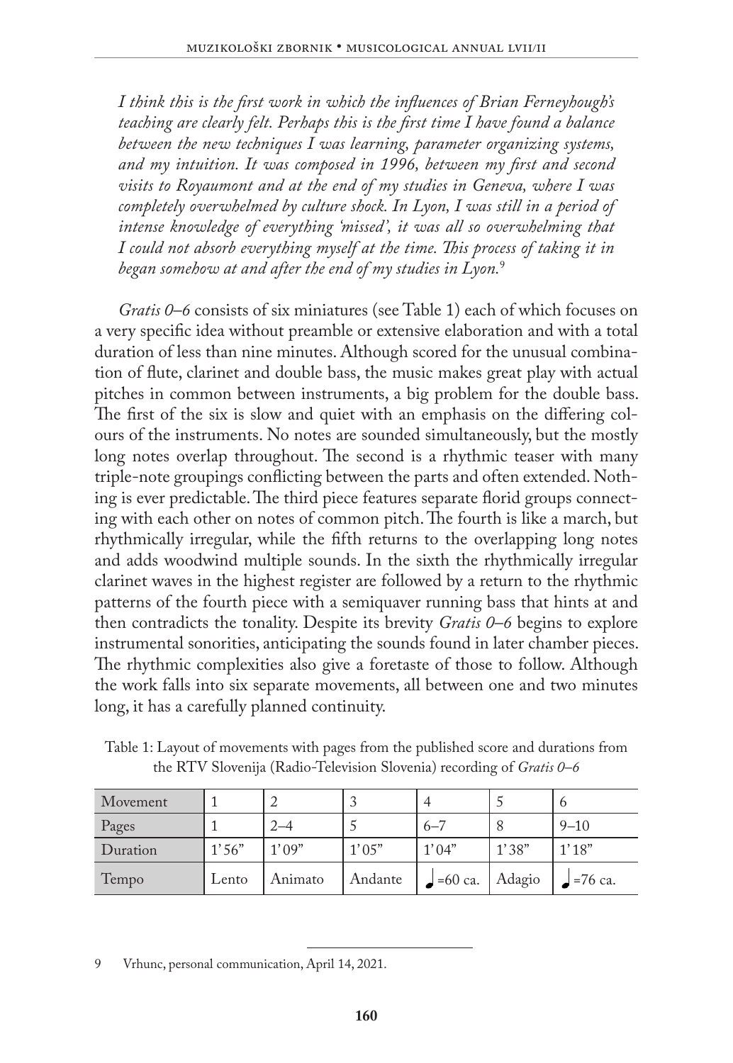*I think this is the first work in which the influences of Brian Ferneyhough's teaching are clearly felt. Perhaps this is the first time I have found a balance between the new techniques I was learning, parameter organizing systems, and my intuition. It was composed in 1996, between my first and second visits to Royaumont and at the end of my studies in Geneva, where I was completely overwhelmed by culture shock. In Lyon, I was still in a period of intense knowledge of everything 'missed', it was all so overwhelming that I could not absorb everything myself at the time. This process of taking it in began somehow at and after the end of my studies in Lyon.*[9]

*Gratis 0–6* consists of six miniatures (see Table 1) each of which focuses on a very specific idea without preamble or extensive elaboration and with a total duration of less than nine minutes. Although scored for the unusual combination of flute, clarinet and double bass, the music makes great play with actual pitches in common between instruments, a big problem for the double bass. The first of the six is slow and quiet with an emphasis on the differing colours of the instruments. No notes are sounded simultaneously, but the mostly long notes overlap throughout. The second is a rhythmic teaser with many triple-note groupings conflicting between the parts and often extended. Nothing is ever predictable. The third piece features separate florid groups connecting with each other on notes of common pitch. The fourth is like a march, but rhythmically irregular, while the fifth returns to the overlapping long notes and adds woodwind multiple sounds. In the sixth the rhythmically irregular clarinet waves in the highest register are followed by a return to the rhythmic patterns of the fourth piece with a semiquaver running bass that hints at and then contradicts the tonality. Despite its brevity *Gratis 0–6* begins to explore instrumental sonorities, anticipating the sounds found in later chamber pieces. The rhythmic complexities also give a foretaste of those to follow. Although the work falls into six separate movements, all between one and two minutes long, it has a carefully planned continuity.

Table 1: Layout of movements with pages from the published score and durations from the RTV Slovenija (Radio-Television Slovenia) recording of *Gratis 0–6*

| Movement | 1 | 2 | 3 | 4 | 5 | 6 |
|---|---|---|---|---|---|---|
| Pages | 1 | 2–4 | 5 | 6–7 | 8 | 9–10 |
| Duration | 1'56" | 1'09" | 1'05" | 1'04" | 1'38" | 1'18" |
| Tempo | Lento | Animato | Andante | ♩=60 ca. | Adagio | ♩=76 ca. |

9 Vrhunc, personal communication, April 14, 2021.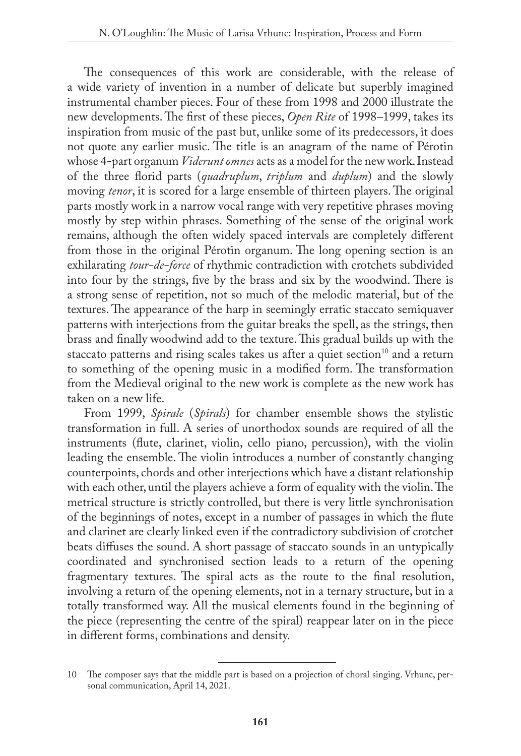The consequences of this work are considerable, with the release of a wide variety of invention in a number of delicate but superbly imagined instrumental chamber pieces. Four of these from 1998 and 2000 illustrate the new developments. The first of these pieces, *Open Rite* of 1998–1999, takes its inspiration from music of the past but, unlike some of its predecessors, it does not quote any earlier music. The title is an anagram of the name of Pérotin whose 4-part organum *Viderunt omnes* acts as a model for the new work. Instead of the three florid parts (*quadruplum*, *triplum* and *duplum*) and the slowly moving *tenor*, it is scored for a large ensemble of thirteen players. The original parts mostly work in a narrow vocal range with very repetitive phrases moving mostly by step within phrases. Something of the sense of the original work remains, although the often widely spaced intervals are completely different from those in the original Pérotin organum. The long opening section is an exhilarating *tour-de-force* of rhythmic contradiction with crotchets subdivided into four by the strings, five by the brass and six by the woodwind. There is a strong sense of repetition, not so much of the melodic material, but of the textures. The appearance of the harp in seemingly erratic staccato semiquaver patterns with interjections from the guitar breaks the spell, as the strings, then brass and finally woodwind add to the texture. This gradual builds up with the staccato patterns and rising scales takes us after a quiet section[10] and a return to something of the opening music in a modified form. The transformation from the Medieval original to the new work is complete as the new work has taken on a new life.

From 1999, *Spirale* (*Spirals*) for chamber ensemble shows the stylistic transformation in full. A series of unorthodox sounds are required of all the instruments (flute, clarinet, violin, cello piano, percussion), with the violin leading the ensemble. The violin introduces a number of constantly changing counterpoints, chords and other interjections which have a distant relationship with each other, until the players achieve a form of equality with the violin. The metrical structure is strictly controlled, but there is very little synchronisation of the beginnings of notes, except in a number of passages in which the flute and clarinet are clearly linked even if the contradictory subdivision of crotchet beats diffuses the sound. A short passage of staccato sounds in an untypically coordinated and synchronised section leads to a return of the opening fragmentary textures. The spiral acts as the route to the final resolution, involving a return of the opening elements, not in a ternary structure, but in a totally transformed way. All the musical elements found in the beginning of the piece (representing the centre of the spiral) reappear later on in the piece in different forms, combinations and density.

10 The composer says that the middle part is based on a projection of choral singing. Vrhunc, personal communication, April 14, 2021.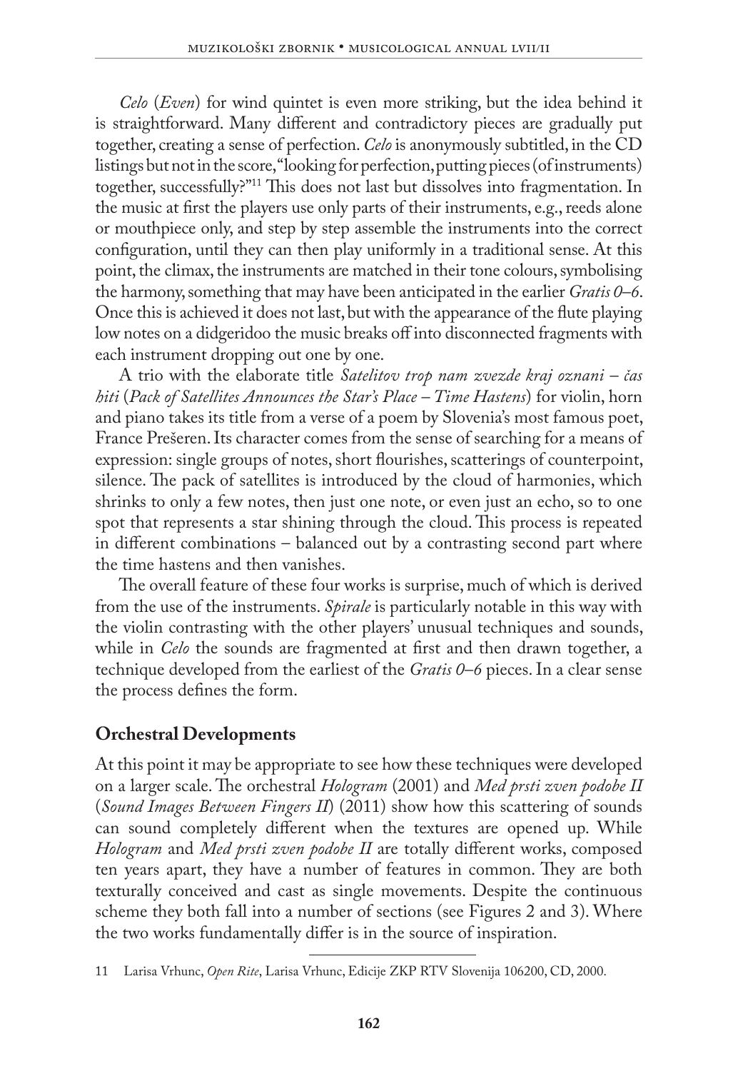*Celo* (*Even*) for wind quintet is even more striking, but the idea behind it is straightforward. Many different and contradictory pieces are gradually put together, creating a sense of perfection. *Celo* is anonymously subtitled, in the CD listings but not in the score, "looking for perfection, putting pieces (of instruments) together, successfully?"[11] This does not last but dissolves into fragmentation. In the music at first the players use only parts of their instruments, e.g., reeds alone or mouthpiece only, and step by step assemble the instruments into the correct configuration, until they can then play uniformly in a traditional sense. At this point, the climax, the instruments are matched in their tone colours, symbolising the harmony, something that may have been anticipated in the earlier *Gratis 0–6*. Once this is achieved it does not last, but with the appearance of the flute playing low notes on a didgeridoo the music breaks off into disconnected fragments with each instrument dropping out one by one.

A trio with the elaborate title *Satelitov trop nam zvezde kraj oznani – čas hiti* (*Pack of Satellites Announces the Star's Place – Time Hastens*) for violin, horn and piano takes its title from a verse of a poem by Slovenia's most famous poet, France Prešeren. Its character comes from the sense of searching for a means of expression: single groups of notes, short flourishes, scatterings of counterpoint, silence. The pack of satellites is introduced by the cloud of harmonies, which shrinks to only a few notes, then just one note, or even just an echo, so to one spot that represents a star shining through the cloud. This process is repeated in different combinations – balanced out by a contrasting second part where the time hastens and then vanishes.

The overall feature of these four works is surprise, much of which is derived from the use of the instruments. *Spirale* is particularly notable in this way with the violin contrasting with the other players' unusual techniques and sounds, while in *Celo* the sounds are fragmented at first and then drawn together, a technique developed from the earliest of the *Gratis 0–6* pieces. In a clear sense the process defines the form.

## Orchestral Developments

At this point it may be appropriate to see how these techniques were developed on a larger scale. The orchestral *Hologram* (2001) and *Med prsti zven podobe II* (*Sound Images Between Fingers II*) (2011) show how this scattering of sounds can sound completely different when the textures are opened up. While *Hologram* and *Med prsti zven podobe II* are totally different works, composed ten years apart, they have a number of features in common. They are both texturally conceived and cast as single movements. Despite the continuous scheme they both fall into a number of sections (see Figures 2 and 3). Where the two works fundamentally differ is in the source of inspiration.

---

11 Larisa Vrhunc, *Open Rite*, Larisa Vrhunc, Edicije ZKP RTV Slovenija 106200, CD, 2000.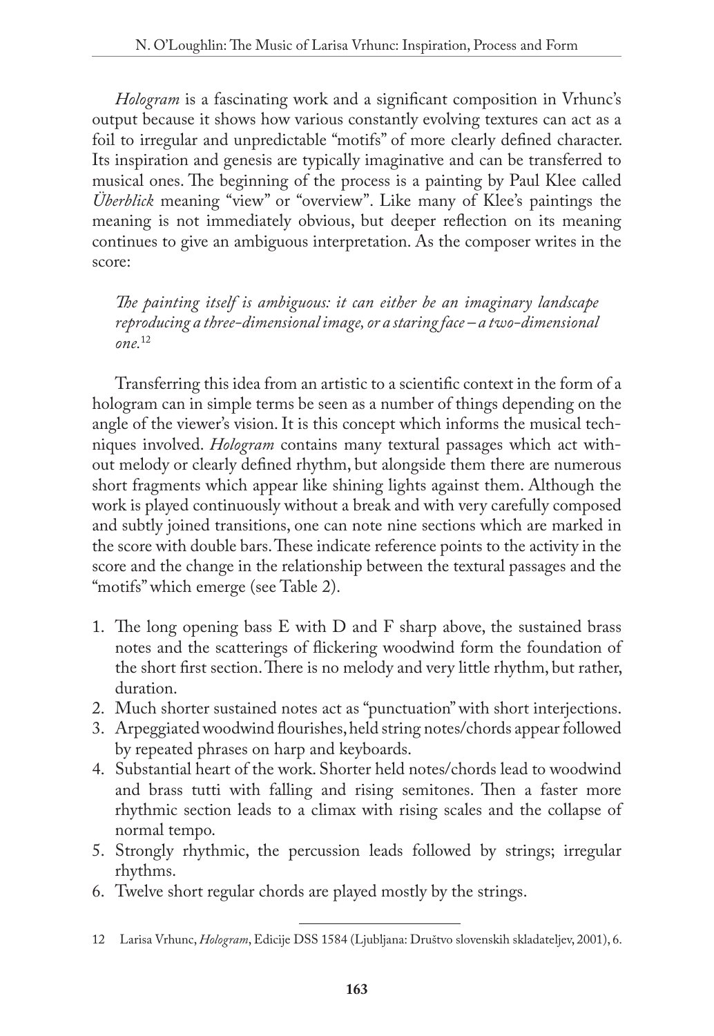*Hologram* is a fascinating work and a significant composition in Vrhunc's output because it shows how various constantly evolving textures can act as a foil to irregular and unpredictable "motifs" of more clearly defined character. Its inspiration and genesis are typically imaginative and can be transferred to musical ones. The beginning of the process is a painting by Paul Klee called *Überblick* meaning "view" or "overview". Like many of Klee's paintings the meaning is not immediately obvious, but deeper reflection on its meaning continues to give an ambiguous interpretation. As the composer writes in the score:

*The painting itself is ambiguous: it can either be an imaginary landscape reproducing a three-dimensional image, or a staring face – a two-dimensional one.*[12]

Transferring this idea from an artistic to a scientific context in the form of a hologram can in simple terms be seen as a number of things depending on the angle of the viewer's vision. It is this concept which informs the musical techniques involved. *Hologram* contains many textural passages which act without melody or clearly defined rhythm, but alongside them there are numerous short fragments which appear like shining lights against them. Although the work is played continuously without a break and with very carefully composed and subtly joined transitions, one can note nine sections which are marked in the score with double bars. These indicate reference points to the activity in the score and the change in the relationship between the textural passages and the "motifs" which emerge (see Table 2).

1. The long opening bass E with D and F sharp above, the sustained brass notes and the scatterings of flickering woodwind form the foundation of the short first section. There is no melody and very little rhythm, but rather, duration.
2. Much shorter sustained notes act as "punctuation" with short interjections.
3. Arpeggiated woodwind flourishes, held string notes/chords appear followed by repeated phrases on harp and keyboards.
4. Substantial heart of the work. Shorter held notes/chords lead to woodwind and brass tutti with falling and rising semitones. Then a faster more rhythmic section leads to a climax with rising scales and the collapse of normal tempo.
5. Strongly rhythmic, the percussion leads followed by strings; irregular rhythms.
6. Twelve short regular chords are played mostly by the strings.

---

12 Larisa Vrhunc, *Hologram*, Edicije DSS 1584 (Ljubljana: Društvo slovenskih skladateljev, 2001), 6.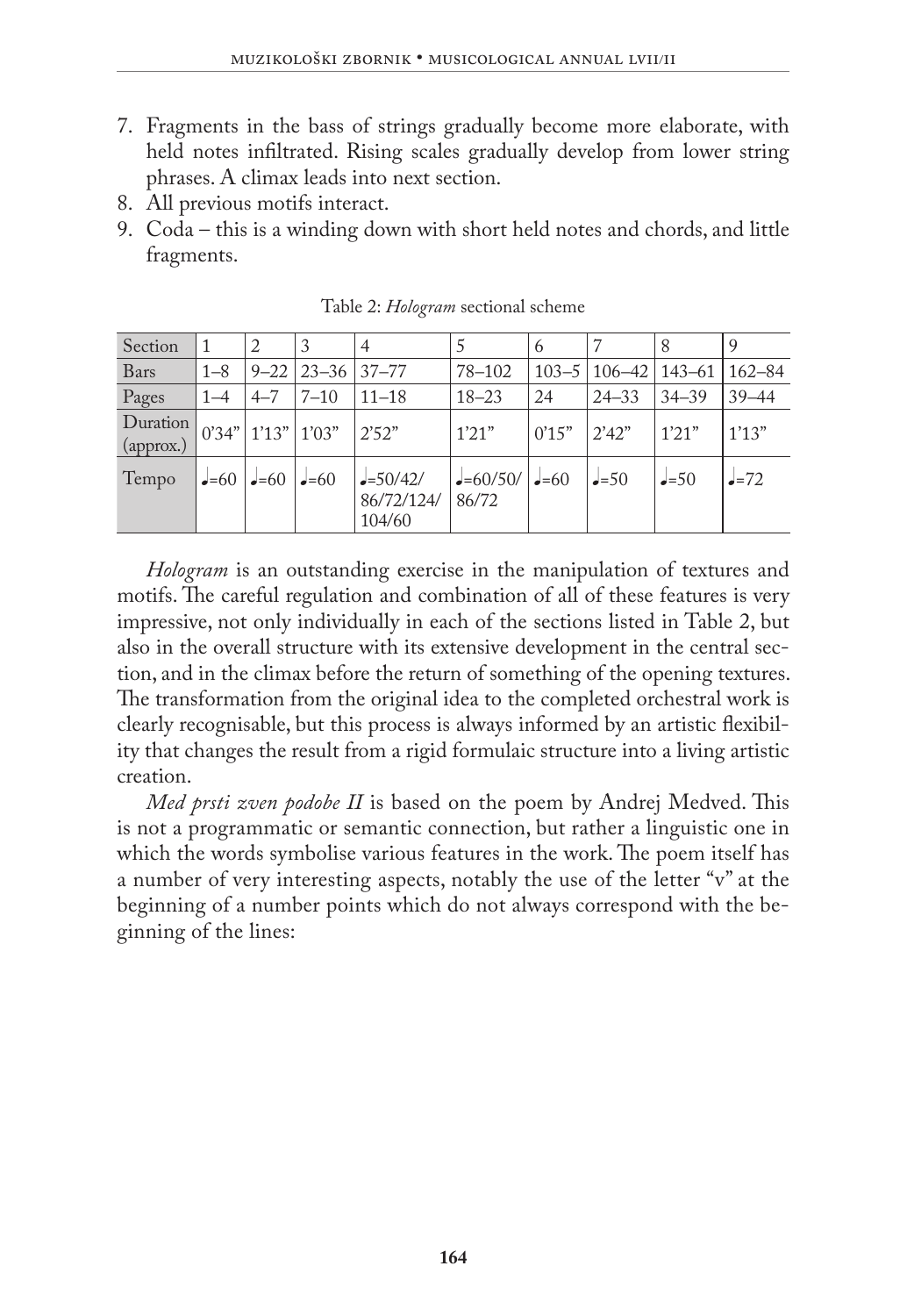7. Fragments in the bass of strings gradually become more elaborate, with held notes infiltrated. Rising scales gradually develop from lower string phrases. A climax leads into next section.
8. All previous motifs interact.
9. Coda – this is a winding down with short held notes and chords, and little fragments.

Table 2: *Hologram* sectional scheme

| Section | 1 | 2 | 3 | 4 | 5 | 6 | 7 | 8 | 9 |
|---|---|---|---|---|---|---|---|---|---|
| Bars | 1–8 | 9–22 | 23–36 | 37–77 | 78–102 | 103–5 | 106–42 | 143–61 | 162–84 |
| Pages | 1–4 | 4–7 | 7–10 | 11–18 | 18–23 | 24 | 24–33 | 34–39 | 39–44 |
| Duration (approx.) | 0'34" | 1'13" | 1'03" | 2'52" | 1'21" | 0'15" | 2'42" | 1'21" | 1'13" |
| Tempo | ♩=60 | ♩=60 | ♩=60 | ♩=50/42/ 86/72/124/ 104/60 | ♩=60/50/ 86/72 | ♩=60 | ♩=50 | ♩=50 | ♩=72 |

*Hologram* is an outstanding exercise in the manipulation of textures and motifs. The careful regulation and combination of all of these features is very impressive, not only individually in each of the sections listed in Table 2, but also in the overall structure with its extensive development in the central section, and in the climax before the return of something of the opening textures. The transformation from the original idea to the completed orchestral work is clearly recognisable, but this process is always informed by an artistic flexibility that changes the result from a rigid formulaic structure into a living artistic creation.

*Med prsti zven podobe II* is based on the poem by Andrej Medved. This is not a programmatic or semantic connection, but rather a linguistic one in which the words symbolise various features in the work. The poem itself has a number of very interesting aspects, notably the use of the letter "v" at the beginning of a number points which do not always correspond with the beginning of the lines: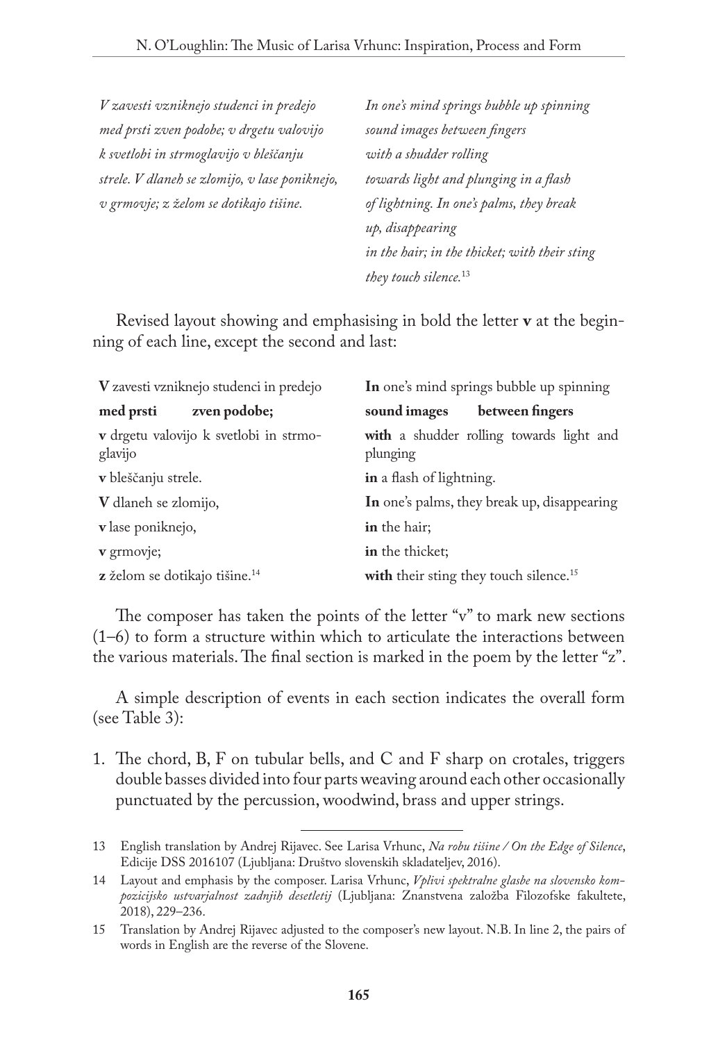*V zavesti vzniknejo studenci in predejo*
*med prsti zven podobe; v drgetu valovijo*
*k svetlobi in strmoglavijo v bleščanju*
*strele. V dlaneh se zlomijo, v lase poniknejo,*
*v grmovje; z želom se dotikajo tišine.*

*In one's mind springs bubble up spinning*
*sound images between fingers*
*with a shudder rolling*
*towards light and plunging in a flash*
*of lightning. In one's palms, they break*
*up, disappearing*
*in the hair; in the thicket; with their sting*
*they touch silence.*[13]

Revised layout showing and emphasising in bold the letter **v** at the beginning of each line, except the second and last:

| | |
|---|---|
| **V** zavesti vzniknejo studenci in predejo | **In** one's mind springs bubble up spinning |
| **med prsti zven podobe;** | **sound images between fingers** |
| **v** drgetu valovijo k svetlobi in strmoglavijo | **with** a shudder rolling towards light and plunging |
| **v** bleščanju strele. | **in** a flash of lightning. |
| **V** dlaneh se zlomijo, | **In** one's palms, they break up, disappearing |
| **v** lase poniknejo, | **in** the hair; |
| **v** grmovje; | **in** the thicket; |
| **z** želom se dotikajo tišine.[14] | **with** their sting they touch silence.[15] |

The composer has taken the points of the letter "v" to mark new sections (1–6) to form a structure within which to articulate the interactions between the various materials. The final section is marked in the poem by the letter "z".

A simple description of events in each section indicates the overall form (see Table 3):

1. The chord, B, F on tubular bells, and C and F sharp on crotales, triggers double basses divided into four parts weaving around each other occasionally punctuated by the percussion, woodwind, brass and upper strings.

---

13 English translation by Andrej Rijavec. See Larisa Vrhunc, *Na robu tišine / On the Edge of Silence*, Edicije DSS 2016107 (Ljubljana: Društvo slovenskih skladateljev, 2016).

14 Layout and emphasis by the composer. Larisa Vrhunc, *Vplivi spektralne glasbe na slovensko kompozicijsko ustvarjalnost zadnjih desetletij* (Ljubljana: Znanstvena založba Filozofske fakultete, 2018), 229–236.

15 Translation by Andrej Rijavec adjusted to the composer's new layout. N.B. In line 2, the pairs of words in English are the reverse of the Slovene.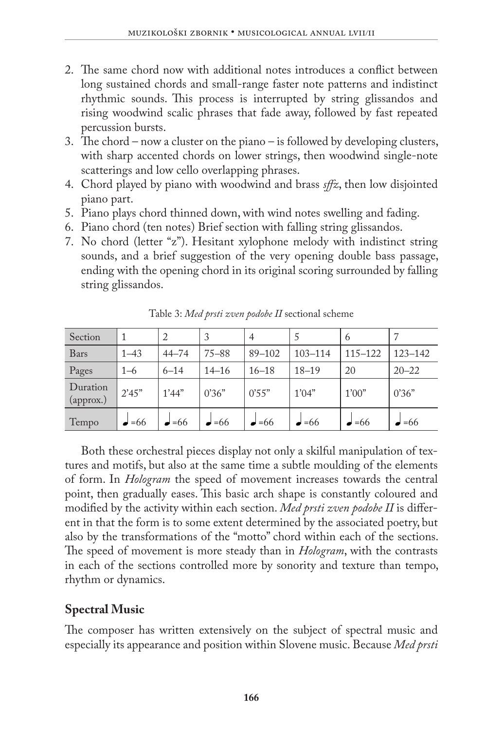2. The same chord now with additional notes introduces a conflict between long sustained chords and small-range faster note patterns and indistinct rhythmic sounds. This process is interrupted by string glissandos and rising woodwind scalic phrases that fade away, followed by fast repeated percussion bursts.
3. The chord – now a cluster on the piano – is followed by developing clusters, with sharp accented chords on lower strings, then woodwind single-note scatterings and low cello overlapping phrases.
4. Chord played by piano with woodwind and brass *sffz*, then low disjointed piano part.
5. Piano plays chord thinned down, with wind notes swelling and fading.
6. Piano chord (ten notes) Brief section with falling string glissandos.
7. No chord (letter "z"). Hesitant xylophone melody with indistinct string sounds, and a brief suggestion of the very opening double bass passage, ending with the opening chord in its original scoring surrounded by falling string glissandos.

Table 3: *Med prsti zven podobe II* sectional scheme

| Section | 1 | 2 | 3 | 4 | 5 | 6 | 7 |
|---|---|---|---|---|---|---|---|
| Bars | 1–43 | 44–74 | 75–88 | 89–102 | 103–114 | 115–122 | 123–142 |
| Pages | 1–6 | 6–14 | 14–16 | 16–18 | 18–19 | 20 | 20–22 |
| Duration (approx.) | 2'45" | 1'44" | 0'36" | 0'55" | 1'04" | 1'00" | 0'36" |
| Tempo | ♩=66 | ♩=66 | ♩=66 | ♩=66 | ♩=66 | ♩=66 | ♩=66 |

Both these orchestral pieces display not only a skilful manipulation of textures and motifs, but also at the same time a subtle moulding of the elements of form. In *Hologram* the speed of movement increases towards the central point, then gradually eases. This basic arch shape is constantly coloured and modified by the activity within each section. *Med prsti zven podobe II* is different in that the form is to some extent determined by the associated poetry, but also by the transformations of the "motto" chord within each of the sections. The speed of movement is more steady than in *Hologram*, with the contrasts in each of the sections controlled more by sonority and texture than tempo, rhythm or dynamics.

## Spectral Music

The composer has written extensively on the subject of spectral music and especially its appearance and position within Slovene music. Because *Med prsti*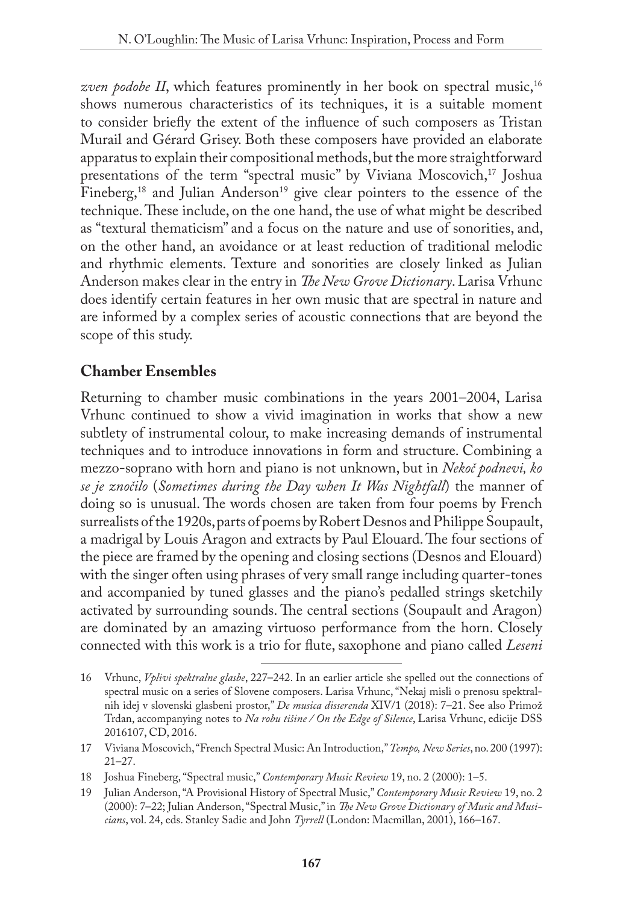*zven podobe II*, which features prominently in her book on spectral music,[16] shows numerous characteristics of its techniques, it is a suitable moment to consider briefly the extent of the influence of such composers as Tristan Murail and Gérard Grisey. Both these composers have provided an elaborate apparatus to explain their compositional methods, but the more straightforward presentations of the term "spectral music" by Viviana Moscovich,[17] Joshua Fineberg,[18] and Julian Anderson[19] give clear pointers to the essence of the technique. These include, on the one hand, the use of what might be described as "textural thematicism" and a focus on the nature and use of sonorities, and, on the other hand, an avoidance or at least reduction of traditional melodic and rhythmic elements. Texture and sonorities are closely linked as Julian Anderson makes clear in the entry in *The New Grove Dictionary*. Larisa Vrhunc does identify certain features in her own music that are spectral in nature and are informed by a complex series of acoustic connections that are beyond the scope of this study.

## Chamber Ensembles

Returning to chamber music combinations in the years 2001–2004, Larisa Vrhunc continued to show a vivid imagination in works that show a new subtlety of instrumental colour, to make increasing demands of instrumental techniques and to introduce innovations in form and structure. Combining a mezzo-soprano with horn and piano is not unknown, but in *Nekoč podnevi, ko se je znočilo* (*Sometimes during the Day when It Was Nightfall*) the manner of doing so is unusual. The words chosen are taken from four poems by French surrealists of the 1920s, parts of poems by Robert Desnos and Philippe Soupault, a madrigal by Louis Aragon and extracts by Paul Elouard. The four sections of the piece are framed by the opening and closing sections (Desnos and Elouard) with the singer often using phrases of very small range including quarter-tones and accompanied by tuned glasses and the piano's pedalled strings sketchily activated by surrounding sounds. The central sections (Soupault and Aragon) are dominated by an amazing virtuoso performance from the horn. Closely connected with this work is a trio for flute, saxophone and piano called *Leseni*

---

16 Vrhunc, *Vplivi spektralne glasbe*, 227–242. In an earlier article she spelled out the connections of spectral music on a series of Slovene composers. Larisa Vrhunc, "Nekaj misli o prenosu spektralnih idej v slovenski glasbeni prostor," *De musica disserenda* XIV/1 (2018): 7–21. See also Primož Trdan, accompanying notes to *Na robu tišine / On the Edge of Silence*, Larisa Vrhunc, edicije DSS 2016107, CD, 2016.

17 Viviana Moscovich, "French Spectral Music: An Introduction," *Tempo, New Series*, no. 200 (1997): 21–27.

18 Joshua Fineberg, "Spectral music," *Contemporary Music Review* 19, no. 2 (2000): 1–5.

19 Julian Anderson, "A Provisional History of Spectral Music," *Contemporary Music Review* 19, no. 2 (2000): 7–22; Julian Anderson, "Spectral Music," in *The New Grove Dictionary of Music and Musicians*, vol. 24, eds. Stanley Sadie and John *Tyrrell* (London: Macmillan, 2001), 166–167.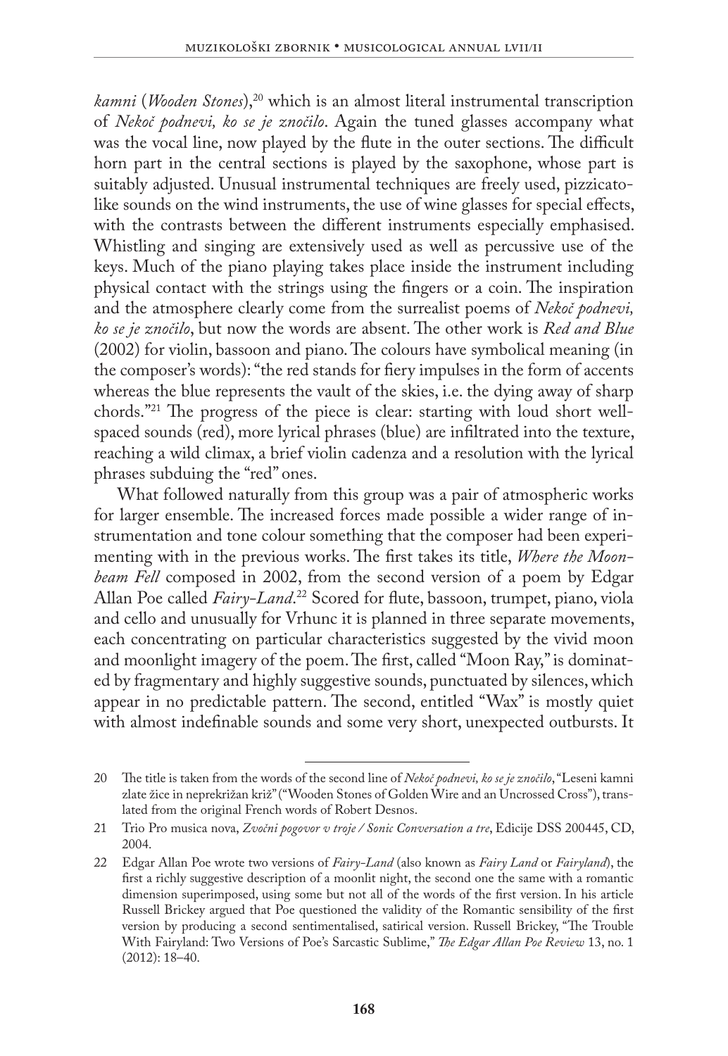*kamni* (*Wooden Stones*),[20] which is an almost literal instrumental transcription of *Nekoč podnevi, ko se je znočilo*. Again the tuned glasses accompany what was the vocal line, now played by the flute in the outer sections. The difficult horn part in the central sections is played by the saxophone, whose part is suitably adjusted. Unusual instrumental techniques are freely used, pizzicato-like sounds on the wind instruments, the use of wine glasses for special effects, with the contrasts between the different instruments especially emphasised. Whistling and singing are extensively used as well as percussive use of the keys. Much of the piano playing takes place inside the instrument including physical contact with the strings using the fingers or a coin. The inspiration and the atmosphere clearly come from the surrealist poems of *Nekoč podnevi, ko se je znočilo*, but now the words are absent. The other work is *Red and Blue* (2002) for violin, bassoon and piano. The colours have symbolical meaning (in the composer's words): "the red stands for fiery impulses in the form of accents whereas the blue represents the vault of the skies, i.e. the dying away of sharp chords."[21] The progress of the piece is clear: starting with loud short well-spaced sounds (red), more lyrical phrases (blue) are infiltrated into the texture, reaching a wild climax, a brief violin cadenza and a resolution with the lyrical phrases subduing the "red" ones.

What followed naturally from this group was a pair of atmospheric works for larger ensemble. The increased forces made possible a wider range of instrumentation and tone colour something that the composer had been experimenting with in the previous works. The first takes its title, *Where the Moonbeam Fell* composed in 2002, from the second version of a poem by Edgar Allan Poe called *Fairy-Land*.[22] Scored for flute, bassoon, trumpet, piano, viola and cello and unusually for Vrhunc it is planned in three separate movements, each concentrating on particular characteristics suggested by the vivid moon and moonlight imagery of the poem. The first, called "Moon Ray," is dominated by fragmentary and highly suggestive sounds, punctuated by silences, which appear in no predictable pattern. The second, entitled "Wax" is mostly quiet with almost indefinable sounds and some very short, unexpected outbursts. It

---

20 The title is taken from the words of the second line of *Nekoč podnevi, ko se je znočilo*, "Leseni kamni zlate žice in neprekrižan križ" ("Wooden Stones of Golden Wire and an Uncrossed Cross"), translated from the original French words of Robert Desnos.

21 Trio Pro musica nova, *Zvočni pogovor v troje / Sonic Conversation a tre*, Edicije DSS 200445, CD, 2004.

22 Edgar Allan Poe wrote two versions of *Fairy-Land* (also known as *Fairy Land* or *Fairyland*), the first a richly suggestive description of a moonlit night, the second one the same with a romantic dimension superimposed, using some but not all of the words of the first version. In his article Russell Brickey argued that Poe questioned the validity of the Romantic sensibility of the first version by producing a second sentimentalised, satirical version. Russell Brickey, "The Trouble With Fairyland: Two Versions of Poe's Sarcastic Sublime," *The Edgar Allan Poe Review* 13, no. 1 (2012): 18–40.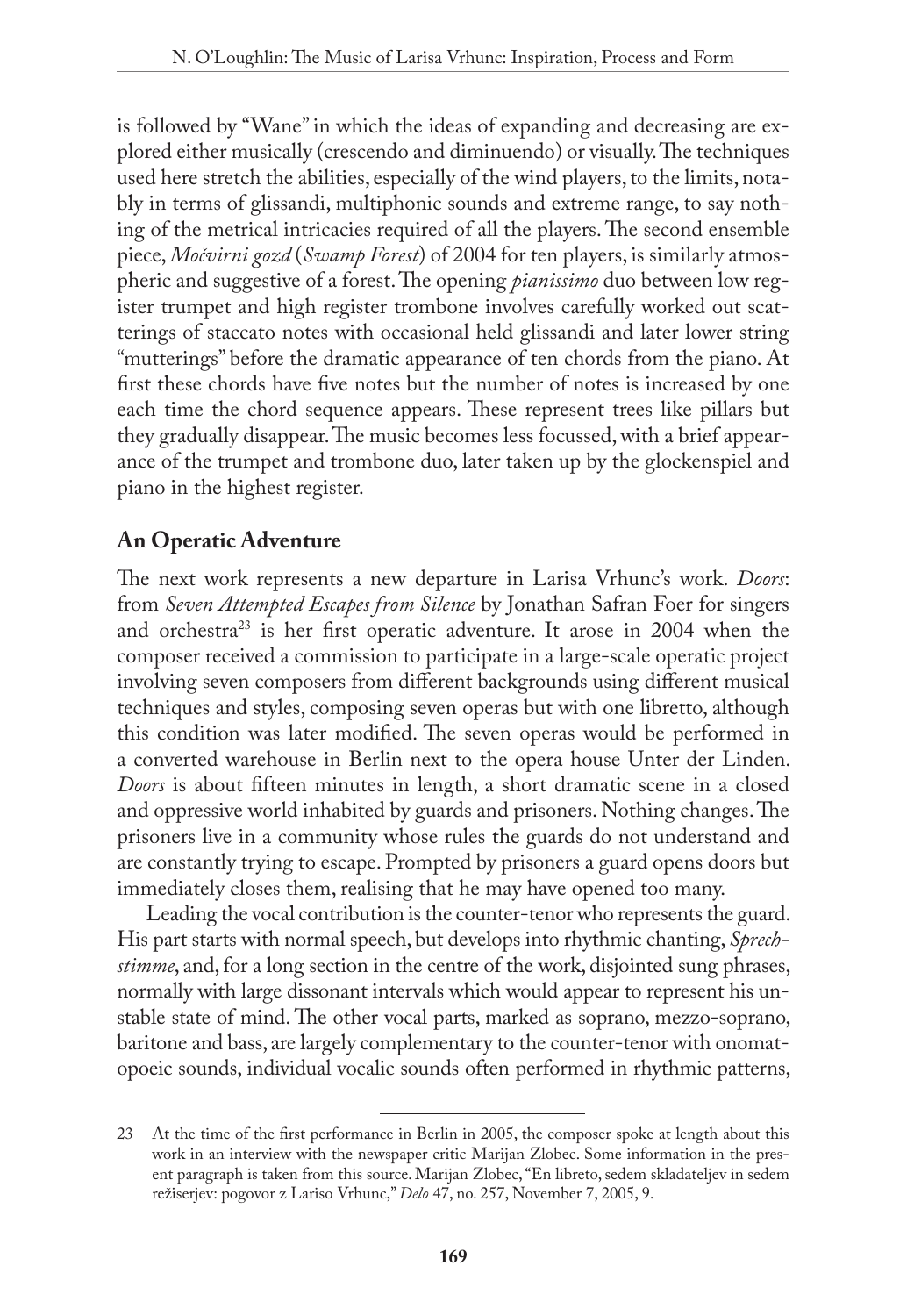is followed by "Wane" in which the ideas of expanding and decreasing are explored either musically (crescendo and diminuendo) or visually. The techniques used here stretch the abilities, especially of the wind players, to the limits, notably in terms of glissandi, multiphonic sounds and extreme range, to say nothing of the metrical intricacies required of all the players. The second ensemble piece, *Močvirni gozd* (*Swamp Forest*) of 2004 for ten players, is similarly atmospheric and suggestive of a forest. The opening *pianissimo* duo between low register trumpet and high register trombone involves carefully worked out scatterings of staccato notes with occasional held glissandi and later lower string "mutterings" before the dramatic appearance of ten chords from the piano. At first these chords have five notes but the number of notes is increased by one each time the chord sequence appears. These represent trees like pillars but they gradually disappear. The music becomes less focussed, with a brief appearance of the trumpet and trombone duo, later taken up by the glockenspiel and piano in the highest register.

## An Operatic Adventure

The next work represents a new departure in Larisa Vrhunc's work. *Doors*: from *Seven Attempted Escapes from Silence* by Jonathan Safran Foer for singers and orchestra[23] is her first operatic adventure. It arose in 2004 when the composer received a commission to participate in a large-scale operatic project involving seven composers from different backgrounds using different musical techniques and styles, composing seven operas but with one libretto, although this condition was later modified. The seven operas would be performed in a converted warehouse in Berlin next to the opera house Unter der Linden. *Doors* is about fifteen minutes in length, a short dramatic scene in a closed and oppressive world inhabited by guards and prisoners. Nothing changes. The prisoners live in a community whose rules the guards do not understand and are constantly trying to escape. Prompted by prisoners a guard opens doors but immediately closes them, realising that he may have opened too many.

Leading the vocal contribution is the counter-tenor who represents the guard. His part starts with normal speech, but develops into rhythmic chanting, *Sprechstimme*, and, for a long section in the centre of the work, disjointed sung phrases, normally with large dissonant intervals which would appear to represent his unstable state of mind. The other vocal parts, marked as soprano, mezzo-soprano, baritone and bass, are largely complementary to the counter-tenor with onomatopoeic sounds, individual vocalic sounds often performed in rhythmic patterns,

---

23 At the time of the first performance in Berlin in 2005, the composer spoke at length about this work in an interview with the newspaper critic Marijan Zlobec. Some information in the present paragraph is taken from this source. Marijan Zlobec, "En libreto, sedem skladateljev in sedem režiserjev: pogovor z Lariso Vrhunc," *Delo* 47, no. 257, November 7, 2005, 9.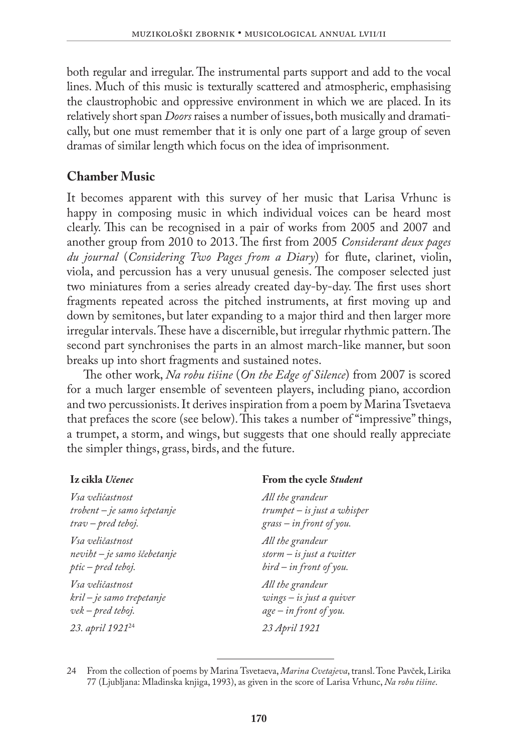both regular and irregular. The instrumental parts support and add to the vocal lines. Much of this music is texturally scattered and atmospheric, emphasising the claustrophobic and oppressive environment in which we are placed. In its relatively short span *Doors* raises a number of issues, both musically and dramatically, but one must remember that it is only one part of a large group of seven dramas of similar length which focus on the idea of imprisonment.

## Chamber Music

It becomes apparent with this survey of her music that Larisa Vrhunc is happy in composing music in which individual voices can be heard most clearly. This can be recognised in a pair of works from 2005 and 2007 and another group from 2010 to 2013. The first from 2005 *Considerant deux pages du journal* (*Considering Two Pages from a Diary*) for flute, clarinet, violin, viola, and percussion has a very unusual genesis. The composer selected just two miniatures from a series already created day-by-day. The first uses short fragments repeated across the pitched instruments, at first moving up and down by semitones, but later expanding to a major third and then larger more irregular intervals. These have a discernible, but irregular rhythmic pattern. The second part synchronises the parts in an almost march-like manner, but soon breaks up into short fragments and sustained notes.

The other work, *Na robu tišine* (*On the Edge of Silence*) from 2007 is scored for a much larger ensemble of seventeen players, including piano, accordion and two percussionists. It derives inspiration from a poem by Marina Tsvetaeva that prefaces the score (see below). This takes a number of "impressive" things, a trumpet, a storm, and wings, but suggests that one should really appreciate the simpler things, grass, birds, and the future.

**Iz cikla *Učenec***

*Vsa veličastnost*
*trobent – je samo šepetanje*
*trav – pred teboj.*

*Vsa veličastnost*
*neviht – je samo ščebetanje*
*ptic – pred teboj.*

*Vsa veličastnost*
*kril – je samo trepetanje*
*vek – pred teboj.*

*23. april 1921*[24]

**From the cycle *Student***

*All the grandeur*
*trumpet – is just a whisper*
*grass – in front of you.*

*All the grandeur*
*storm – is just a twitter*
*bird – in front of you.*

*All the grandeur*
*wings – is just a quiver*
*age – in front of you.*

*23 April 1921*

---

24 From the collection of poems by Marina Tsvetaeva, *Marina Cvetajeva*, transl. Tone Pavček, Lirika 77 (Ljubljana: Mladinska knjiga, 1993), as given in the score of Larisa Vrhunc, *Na robu tišine*.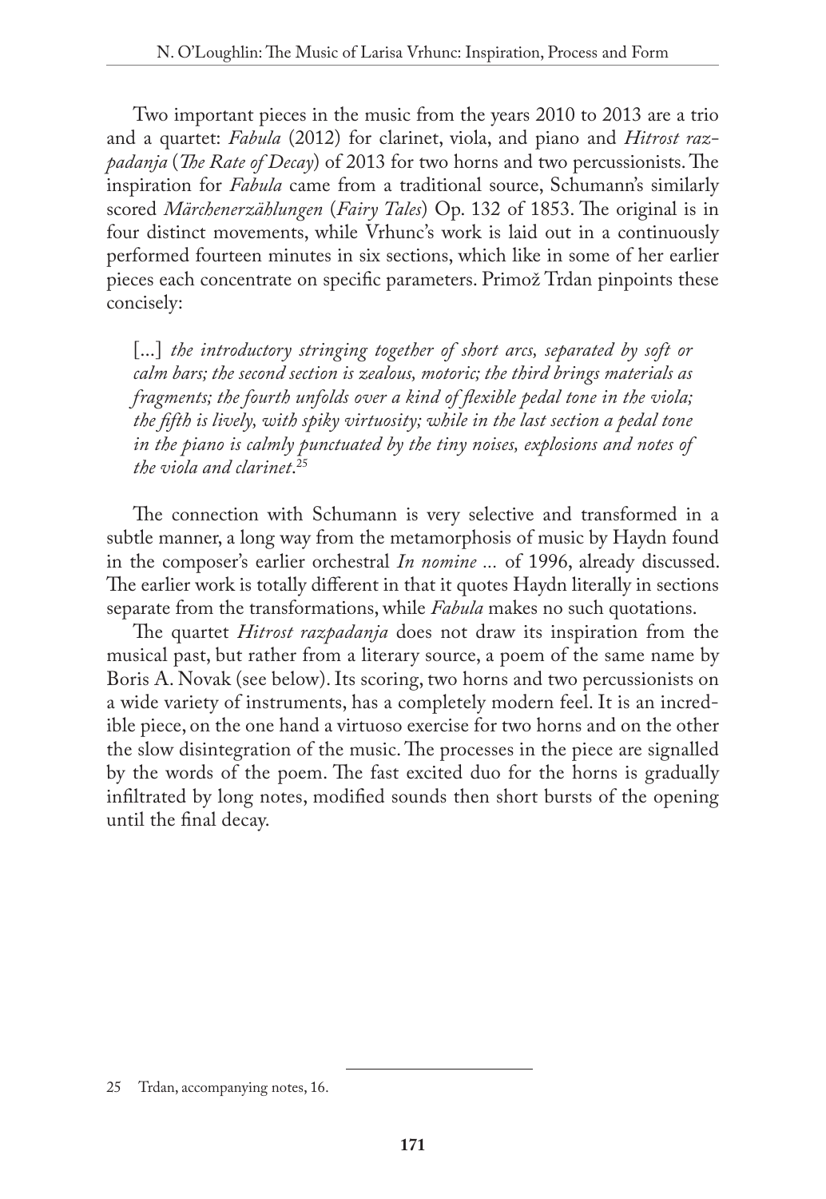Two important pieces in the music from the years 2010 to 2013 are a trio and a quartet: *Fabula* (2012) for clarinet, viola, and piano and *Hitrost razpadanja* (*The Rate of Decay*) of 2013 for two horns and two percussionists. The inspiration for *Fabula* came from a traditional source, Schumann's similarly scored *Märchenerzählungen* (*Fairy Tales*) Op. 132 of 1853. The original is in four distinct movements, while Vrhunc's work is laid out in a continuously performed fourteen minutes in six sections, which like in some of her earlier pieces each concentrate on specific parameters. Primož Trdan pinpoints these concisely:

> [...] *the introductory stringing together of short arcs, separated by soft or calm bars; the second section is zealous, motoric; the third brings materials as fragments; the fourth unfolds over a kind of flexible pedal tone in the viola; the fifth is lively, with spiky virtuosity; while in the last section a pedal tone in the piano is calmly punctuated by the tiny noises, explosions and notes of the viola and clarinet*.[25]

The connection with Schumann is very selective and transformed in a subtle manner, a long way from the metamorphosis of music by Haydn found in the composer's earlier orchestral *In nomine ...* of 1996, already discussed. The earlier work is totally different in that it quotes Haydn literally in sections separate from the transformations, while *Fabula* makes no such quotations.

The quartet *Hitrost razpadanja* does not draw its inspiration from the musical past, but rather from a literary source, a poem of the same name by Boris A. Novak (see below). Its scoring, two horns and two percussionists on a wide variety of instruments, has a completely modern feel. It is an incredible piece, on the one hand a virtuoso exercise for two horns and on the other the slow disintegration of the music. The processes in the piece are signalled by the words of the poem. The fast excited duo for the horns is gradually infiltrated by long notes, modified sounds then short bursts of the opening until the final decay.

---

25 Trdan, accompanying notes, 16.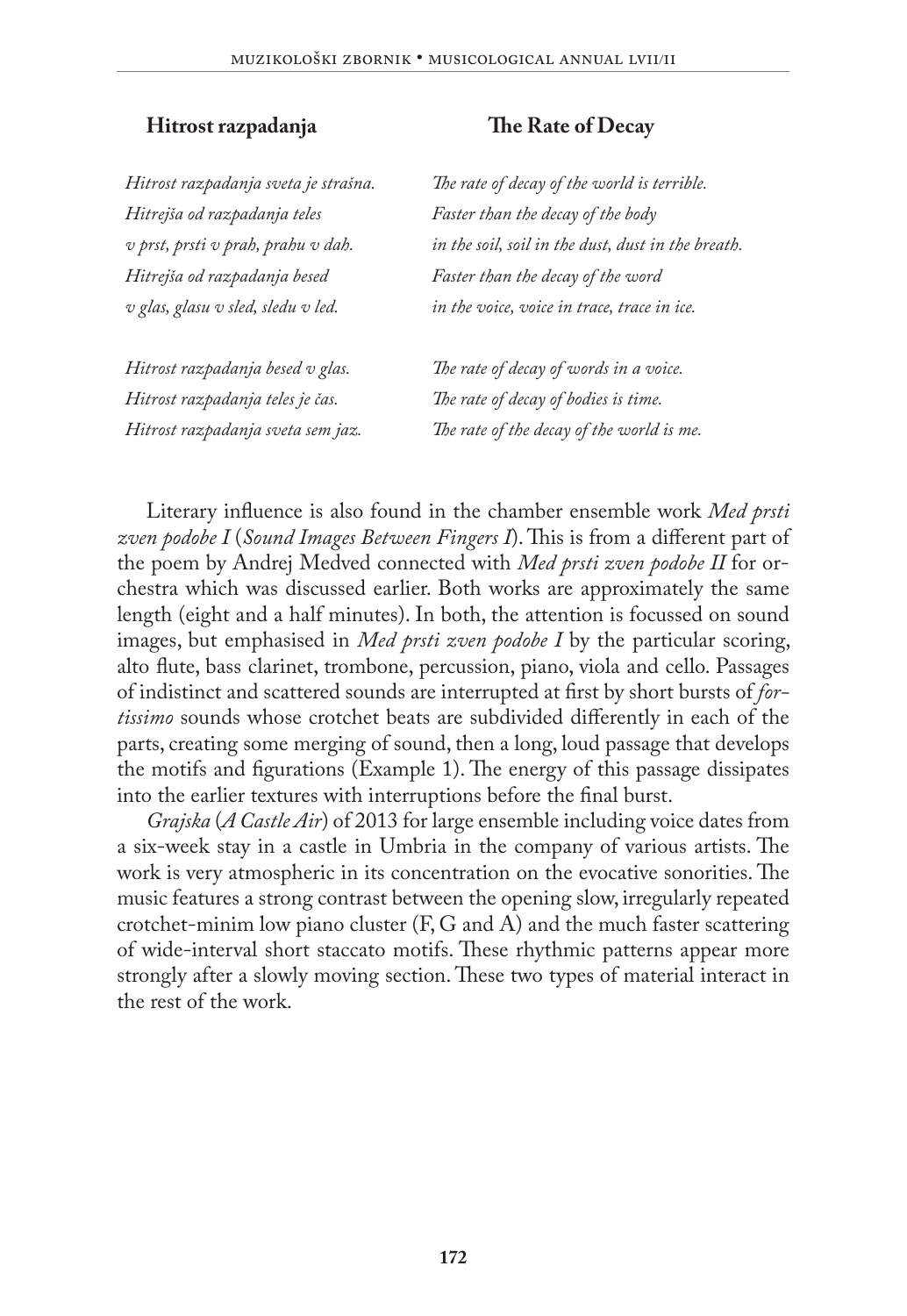| **Hitrost razpadanja** | **The Rate of Decay** |
|---|---|
| *Hitrost razpadanja sveta je strašna.* | *The rate of decay of the world is terrible.* |
| *Hitrejša od razpadanja teles* | *Faster than the decay of the body* |
| *v prst, prsti v prah, prahu v dah.* | *in the soil, soil in the dust, dust in the breath.* |
| *Hitrejša od razpadanja besed* | *Faster than the decay of the word* |
| *v glas, glasu v sled, sledu v led.* | *in the voice, voice in trace, trace in ice.* |
| | |
| *Hitrost razpadanja besed v glas.* | *The rate of decay of words in a voice.* |
| *Hitrost razpadanja teles je čas.* | *The rate of decay of bodies is time.* |
| *Hitrost razpadanja sveta sem jaz.* | *The rate of the decay of the world is me.* |

Literary influence is also found in the chamber ensemble work *Med prsti zven podobe I* (*Sound Images Between Fingers I*). This is from a different part of the poem by Andrej Medved connected with *Med prsti zven podobe II* for orchestra which was discussed earlier. Both works are approximately the same length (eight and a half minutes). In both, the attention is focussed on sound images, but emphasised in *Med prsti zven podobe I* by the particular scoring, alto flute, bass clarinet, trombone, percussion, piano, viola and cello. Passages of indistinct and scattered sounds are interrupted at first by short bursts of *fortissimo* sounds whose crotchet beats are subdivided differently in each of the parts, creating some merging of sound, then a long, loud passage that develops the motifs and figurations (Example 1). The energy of this passage dissipates into the earlier textures with interruptions before the final burst.

*Grajska* (*A Castle Air*) of 2013 for large ensemble including voice dates from a six-week stay in a castle in Umbria in the company of various artists. The work is very atmospheric in its concentration on the evocative sonorities. The music features a strong contrast between the opening slow, irregularly repeated crotchet-minim low piano cluster (F, G and A) and the much faster scattering of wide-interval short staccato motifs. These rhythmic patterns appear more strongly after a slowly moving section. These two types of material interact in the rest of the work.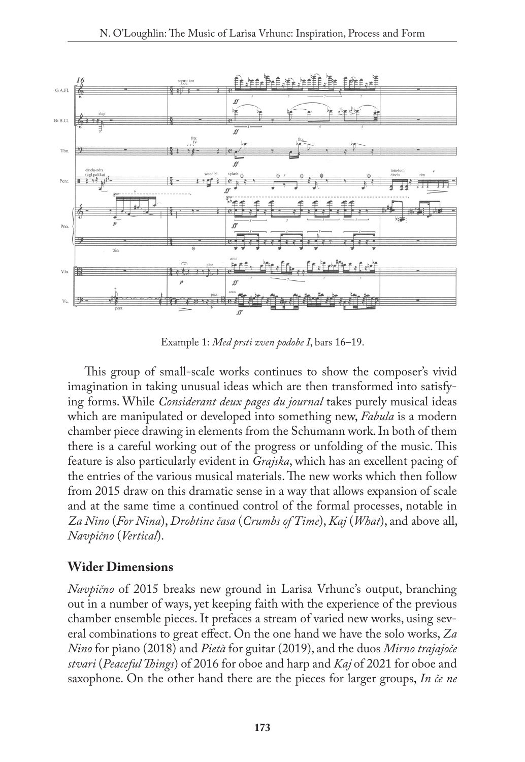Example 1: *Med prsti zven podobe I*, bars 16–19.

This group of small-scale works continues to show the composer's vivid imagination in taking unusual ideas which are then transformed into satisfying forms. While *Considerant deux pages du journal* takes purely musical ideas which are manipulated or developed into something new, *Fabula* is a modern chamber piece drawing in elements from the Schumann work. In both of them there is a careful working out of the progress or unfolding of the music. This feature is also particularly evident in *Grajska*, which has an excellent pacing of the entries of the various musical materials. The new works which then follow from 2015 draw on this dramatic sense in a way that allows expansion of scale and at the same time a continued control of the formal processes, notable in *Za Nino* (*For Nina*), *Drobtine časa* (*Crumbs of Time*), *Kaj* (*What*), and above all, *Navpično* (*Vertical*).

## Wider Dimensions

*Navpično* of 2015 breaks new ground in Larisa Vrhunc's output, branching out in a number of ways, yet keeping faith with the experience of the previous chamber ensemble pieces. It prefaces a stream of varied new works, using several combinations to great effect. On the one hand we have the solo works, *Za Nino* for piano (2018) and *Pietà* for guitar (2019), and the duos *Mirno trajajoče stvari* (*Peaceful Things*) of 2016 for oboe and harp and *Kaj* of 2021 for oboe and saxophone. On the other hand there are the pieces for larger groups, *In če ne*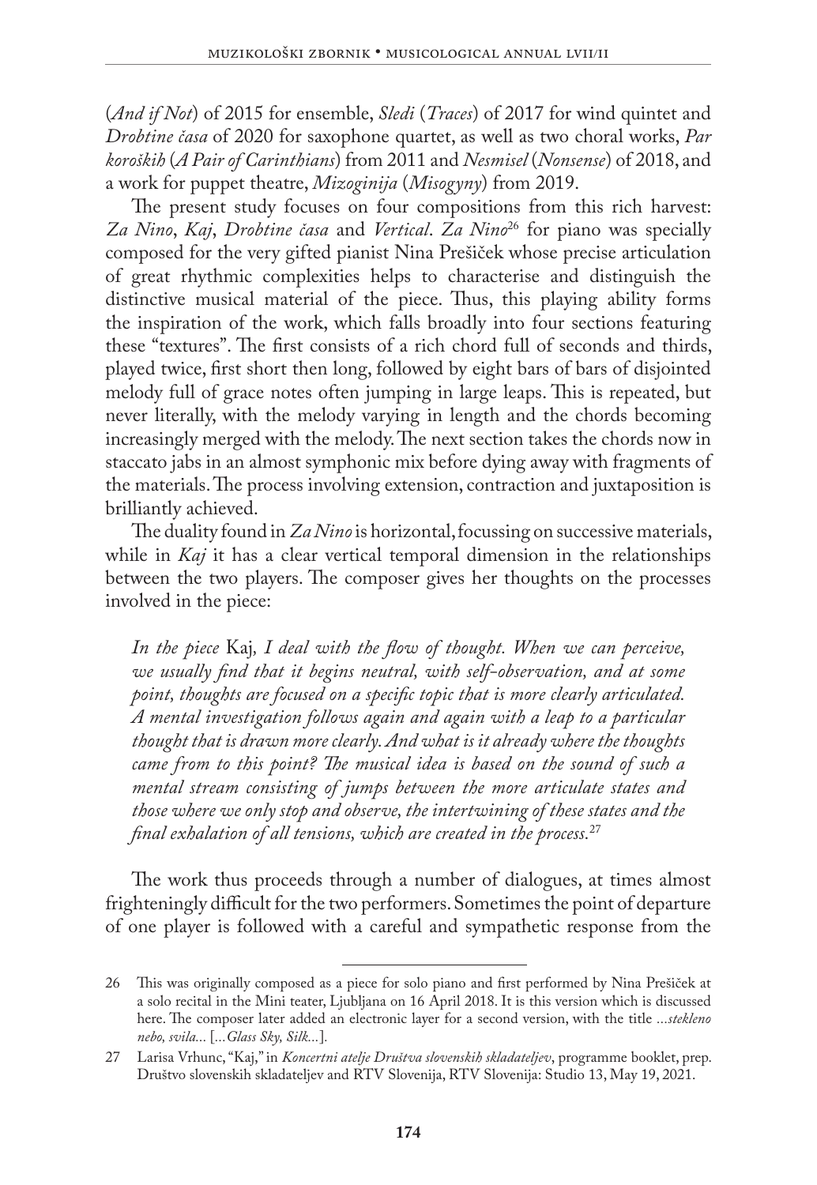(*And if Not*) of 2015 for ensemble, *Sledi* (*Traces*) of 2017 for wind quintet and *Drobtine časa* of 2020 for saxophone quartet, as well as two choral works, *Par koroških* (*A Pair of Carinthians*) from 2011 and *Nesmisel* (*Nonsense*) of 2018, and a work for puppet theatre, *Mizoginija* (*Misogyny*) from 2019.

The present study focuses on four compositions from this rich harvest: *Za Nino*, *Kaj*, *Drobtine časa* and *Vertical*. *Za Nino*[26] for piano was specially composed for the very gifted pianist Nina Prešiček whose precise articulation of great rhythmic complexities helps to characterise and distinguish the distinctive musical material of the piece. Thus, this playing ability forms the inspiration of the work, which falls broadly into four sections featuring these "textures". The first consists of a rich chord full of seconds and thirds, played twice, first short then long, followed by eight bars of bars of disjointed melody full of grace notes often jumping in large leaps. This is repeated, but never literally, with the melody varying in length and the chords becoming increasingly merged with the melody. The next section takes the chords now in staccato jabs in an almost symphonic mix before dying away with fragments of the materials. The process involving extension, contraction and juxtaposition is brilliantly achieved.

The duality found in *Za Nino* is horizontal, focussing on successive materials, while in *Kaj* it has a clear vertical temporal dimension in the relationships between the two players. The composer gives her thoughts on the processes involved in the piece:

> *In the piece* Kaj, *I deal with the flow of thought. When we can perceive, we usually find that it begins neutral, with self-observation, and at some point, thoughts are focused on a specific topic that is more clearly articulated. A mental investigation follows again and again with a leap to a particular thought that is drawn more clearly. And what is it already where the thoughts came from to this point? The musical idea is based on the sound of such a mental stream consisting of jumps between the more articulate states and those where we only stop and observe, the intertwining of these states and the final exhalation of all tensions, which are created in the process.*[27]

The work thus proceeds through a number of dialogues, at times almost frighteningly difficult for the two performers. Sometimes the point of departure of one player is followed with a careful and sympathetic response from the

---

26 This was originally composed as a piece for solo piano and first performed by Nina Prešiček at a solo recital in the Mini teater, Ljubljana on 16 April 2018. It is this version which is discussed here. The composer later added an electronic layer for a second version, with the title *...stekleno nebo, svila...* [*...Glass Sky, Silk...*].

27 Larisa Vrhunc, "Kaj," in *Koncertni atelje Društva slovenskih skladateljev*, programme booklet, prep. Društvo slovenskih skladateljev and RTV Slovenija, RTV Slovenija: Studio 13, May 19, 2021.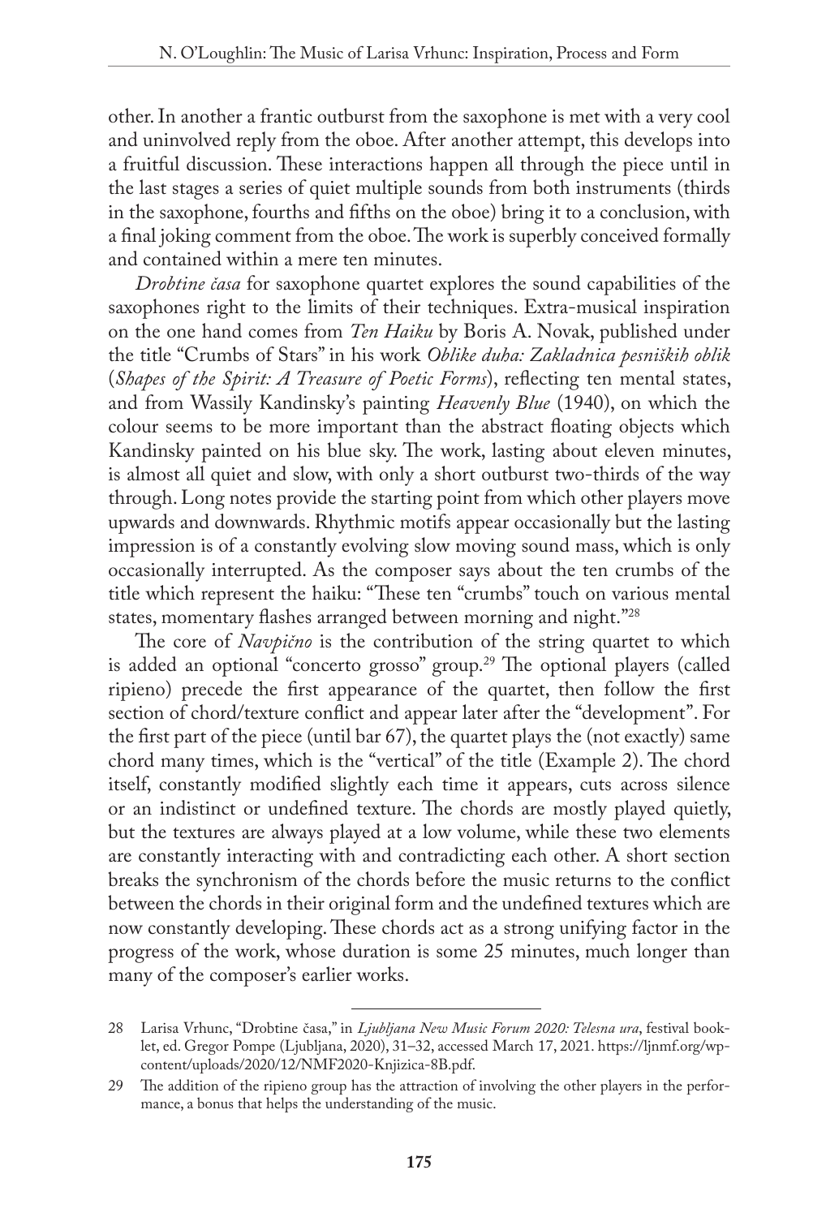other. In another a frantic outburst from the saxophone is met with a very cool and uninvolved reply from the oboe. After another attempt, this develops into a fruitful discussion. These interactions happen all through the piece until in the last stages a series of quiet multiple sounds from both instruments (thirds in the saxophone, fourths and fifths on the oboe) bring it to a conclusion, with a final joking comment from the oboe. The work is superbly conceived formally and contained within a mere ten minutes.

*Drobtine časa* for saxophone quartet explores the sound capabilities of the saxophones right to the limits of their techniques. Extra-musical inspiration on the one hand comes from *Ten Haiku* by Boris A. Novak, published under the title "Crumbs of Stars" in his work *Oblike duha: Zakladnica pesniških oblik* (*Shapes of the Spirit: A Treasure of Poetic Forms*), reflecting ten mental states, and from Wassily Kandinsky's painting *Heavenly Blue* (1940), on which the colour seems to be more important than the abstract floating objects which Kandinsky painted on his blue sky. The work, lasting about eleven minutes, is almost all quiet and slow, with only a short outburst two-thirds of the way through. Long notes provide the starting point from which other players move upwards and downwards. Rhythmic motifs appear occasionally but the lasting impression is of a constantly evolving slow moving sound mass, which is only occasionally interrupted. As the composer says about the ten crumbs of the title which represent the haiku: "These ten "crumbs" touch on various mental states, momentary flashes arranged between morning and night."[28]

The core of *Navpično* is the contribution of the string quartet to which is added an optional "concerto grosso" group.[29] The optional players (called ripieno) precede the first appearance of the quartet, then follow the first section of chord/texture conflict and appear later after the "development". For the first part of the piece (until bar 67), the quartet plays the (not exactly) same chord many times, which is the "vertical" of the title (Example 2). The chord itself, constantly modified slightly each time it appears, cuts across silence or an indistinct or undefined texture. The chords are mostly played quietly, but the textures are always played at a low volume, while these two elements are constantly interacting with and contradicting each other. A short section breaks the synchronism of the chords before the music returns to the conflict between the chords in their original form and the undefined textures which are now constantly developing. These chords act as a strong unifying factor in the progress of the work, whose duration is some 25 minutes, much longer than many of the composer's earlier works.

---

28 Larisa Vrhunc, "Drobtine časa," in *Ljubljana New Music Forum 2020: Telesna ura*, festival booklet, ed. Gregor Pompe (Ljubljana, 2020), 31–32, accessed March 17, 2021. https://ljnmf.org/wp-content/uploads/2020/12/NMF2020-Knjizica-8B.pdf.

29 The addition of the ripieno group has the attraction of involving the other players in the performance, a bonus that helps the understanding of the music.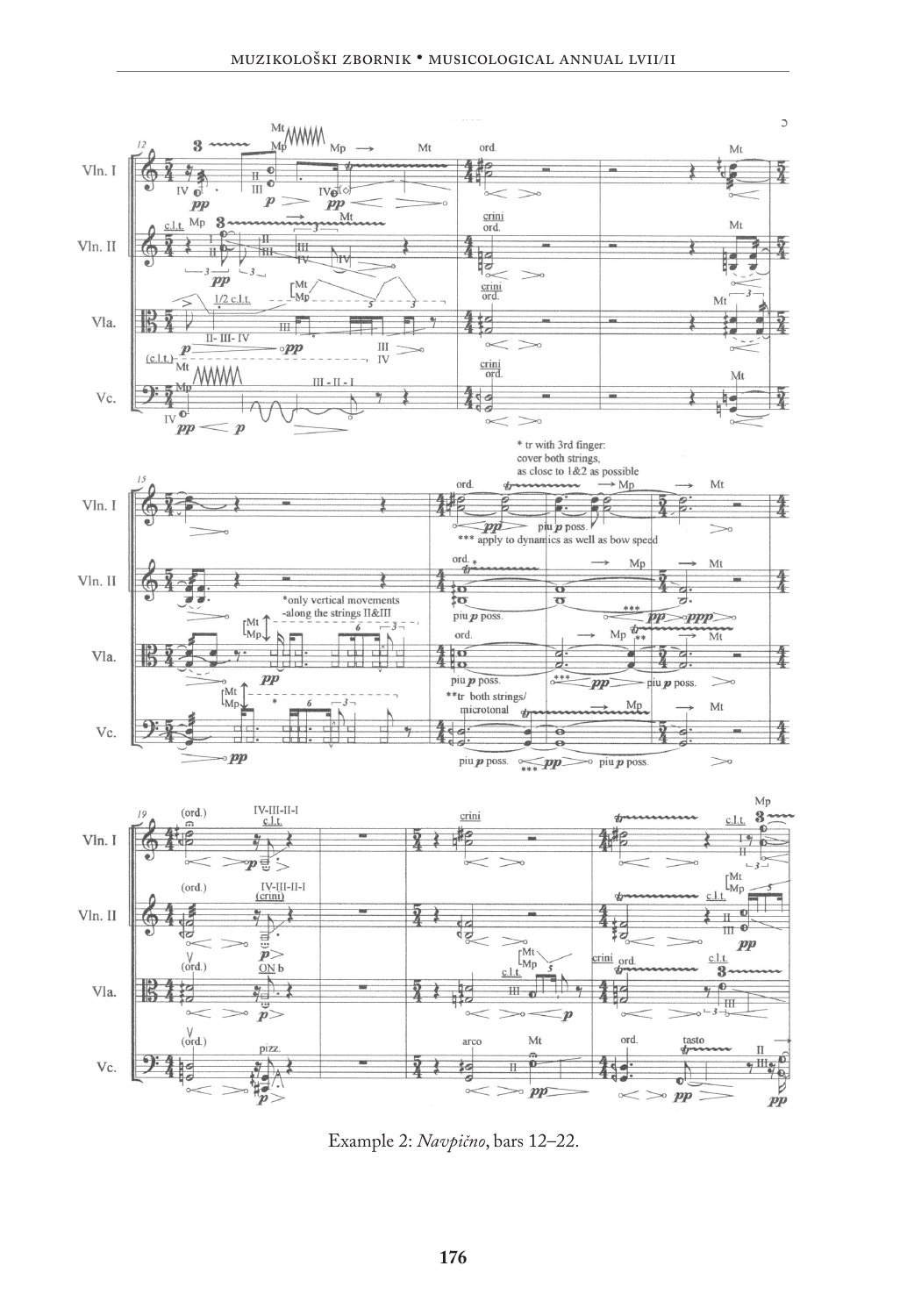Example 2: *Navpično*, bars 12–22.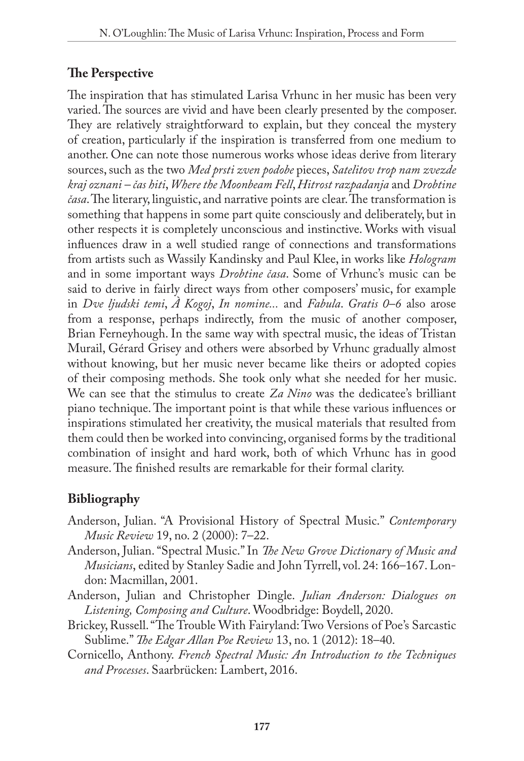## The Perspective

The inspiration that has stimulated Larisa Vrhunc in her music has been very varied. The sources are vivid and have been clearly presented by the composer. They are relatively straightforward to explain, but they conceal the mystery of creation, particularly if the inspiration is transferred from one medium to another. One can note those numerous works whose ideas derive from literary sources, such as the two *Med prsti zven podobe* pieces, *Satelitov trop nam zvezde kraj oznani – čas hiti*, *Where the Moonbeam Fell*, *Hitrost razpadanja* and *Drobtine časa*. The literary, linguistic, and narrative points are clear. The transformation is something that happens in some part quite consciously and deliberately, but in other respects it is completely unconscious and instinctive. Works with visual influences draw in a well studied range of connections and transformations from artists such as Wassily Kandinsky and Paul Klee, in works like *Hologram* and in some important ways *Drobtine časa*. Some of Vrhunc's music can be said to derive in fairly direct ways from other composers' music, for example in *Dve ljudski temi*, *À Kogoj*, *In nomine...* and *Fabula*. *Gratis 0–6* also arose from a response, perhaps indirectly, from the music of another composer, Brian Ferneyhough. In the same way with spectral music, the ideas of Tristan Murail, Gérard Grisey and others were absorbed by Vrhunc gradually almost without knowing, but her music never became like theirs or adopted copies of their composing methods. She took only what she needed for her music. We can see that the stimulus to create *Za Nino* was the dedicatee's brilliant piano technique. The important point is that while these various influences or inspirations stimulated her creativity, the musical materials that resulted from them could then be worked into convincing, organised forms by the traditional combination of insight and hard work, both of which Vrhunc has in good measure. The finished results are remarkable for their formal clarity.

## Bibliography

Anderson, Julian. "A Provisional History of Spectral Music." *Contemporary Music Review* 19, no. 2 (2000): 7–22.

Anderson, Julian. "Spectral Music." In *The New Grove Dictionary of Music and Musicians*, edited by Stanley Sadie and John Tyrrell, vol. 24: 166–167. London: Macmillan, 2001.

Anderson, Julian and Christopher Dingle. *Julian Anderson: Dialogues on Listening, Composing and Culture*. Woodbridge: Boydell, 2020.

Brickey, Russell. "The Trouble With Fairyland: Two Versions of Poe's Sarcastic Sublime." *The Edgar Allan Poe Review* 13, no. 1 (2012): 18–40.

Cornicello, Anthony. *French Spectral Music: An Introduction to the Techniques and Processes*. Saarbrücken: Lambert, 2016.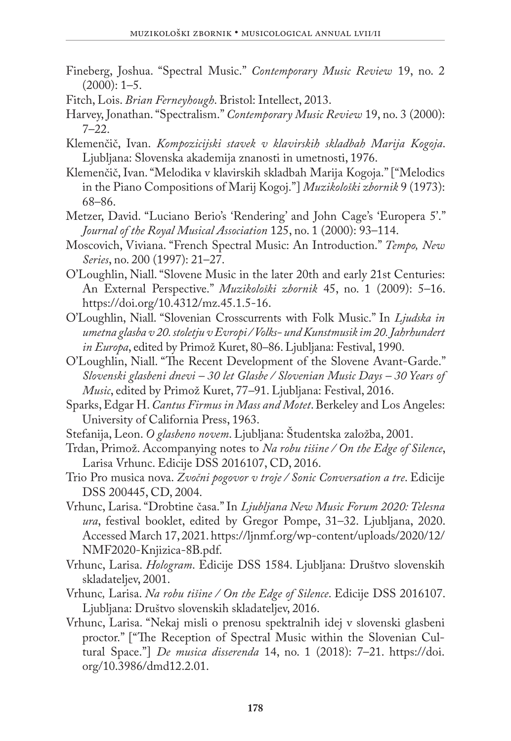Fineberg, Joshua. "Spectral Music." *Contemporary Music Review* 19, no. 2 (2000): 1–5.

Fitch, Lois. *Brian Ferneyhough*. Bristol: Intellect, 2013.

Harvey, Jonathan. "Spectralism." *Contemporary Music Review* 19, no. 3 (2000): 7–22.

Klemenčič, Ivan. *Kompozicijski stavek v klavirskih skladbah Marija Kogoja*. Ljubljana: Slovenska akademija znanosti in umetnosti, 1976.

Klemenčič, Ivan. "Melodika v klavirskih skladbah Marija Kogoja." ["Melodics in the Piano Compositions of Marij Kogoj."] *Muzikološki zbornik* 9 (1973): 68–86.

Metzer, David. "Luciano Berio's 'Rendering' and John Cage's 'Europera 5'." *Journal of the Royal Musical Association* 125, no. 1 (2000): 93–114.

Moscovich, Viviana. "French Spectral Music: An Introduction." *Tempo, New Series*, no. 200 (1997): 21–27.

O'Loughlin, Niall. "Slovene Music in the later 20th and early 21st Centuries: An External Perspective." *Muzikološki zbornik* 45, no. 1 (2009): 5–16. https://doi.org/10.4312/mz.45.1.5-16.

O'Loughlin, Niall. "Slovenian Crosscurrents with Folk Music." In *Ljudska in umetna glasba v 20. stoletju v Evropi / Volks- und Kunstmusik im 20. Jahrhundert in Europa*, edited by Primož Kuret, 80–86. Ljubljana: Festival, 1990.

O'Loughlin, Niall. "The Recent Development of the Slovene Avant-Garde." *Slovenski glasbeni dnevi – 30 let Glasbe / Slovenian Music Days – 30 Years of Music*, edited by Primož Kuret, 77–91. Ljubljana: Festival, 2016.

Sparks, Edgar H. *Cantus Firmus in Mass and Motet*. Berkeley and Los Angeles: University of California Press, 1963.

Stefanija, Leon. *O glasbeno novem*. Ljubljana: Študentska založba, 2001.

Trdan, Primož. Accompanying notes to *Na robu tišine / On the Edge of Silence*, Larisa Vrhunc. Edicije DSS 2016107, CD, 2016.

Trio Pro musica nova. *Zvočni pogovor v troje / Sonic Conversation a tre*. Edicije DSS 200445, CD, 2004.

Vrhunc, Larisa. "Drobtine časa." In *Ljubljana New Music Forum 2020: Telesna ura*, festival booklet, edited by Gregor Pompe, 31–32. Ljubljana, 2020. Accessed March 17, 2021. https://ljnmf.org/wp-content/uploads/2020/12/NMF2020-Knjizica-8B.pdf.

Vrhunc, Larisa. *Hologram*. Edicije DSS 1584. Ljubljana: Društvo slovenskih skladateljev, 2001.

Vrhunc, Larisa. *Na robu tišine / On the Edge of Silence*. Edicije DSS 2016107. Ljubljana: Društvo slovenskih skladateljev, 2016.

Vrhunc, Larisa. "Nekaj misli o prenosu spektralnih idej v slovenski glasbeni proctor." ["The Reception of Spectral Music within the Slovenian Cultural Space."] *De musica disserenda* 14, no. 1 (2018): 7–21. https://doi.org/10.3986/dmd12.2.01.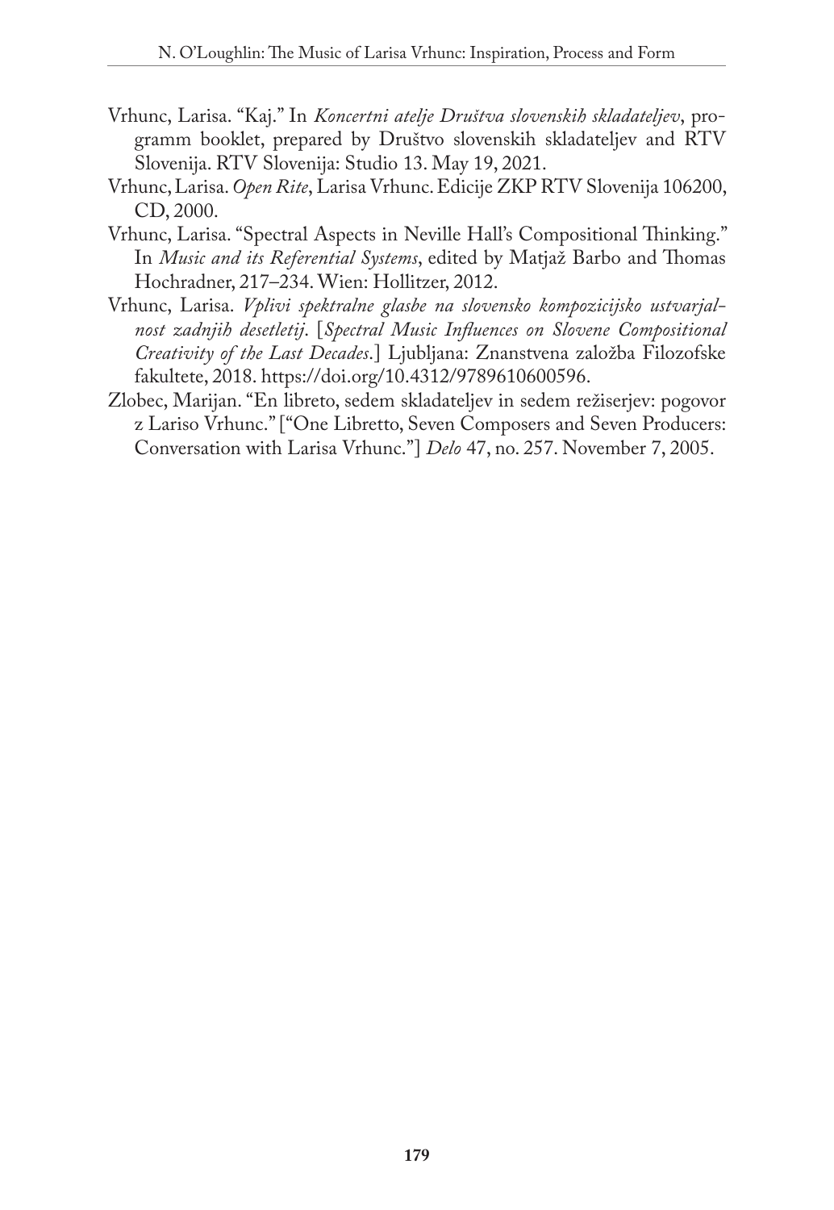Vrhunc, Larisa. "Kaj." In *Koncertni atelje Društva slovenskih skladateljev*, programm booklet, prepared by Društvo slovenskih skladateljev and RTV Slovenija. RTV Slovenija: Studio 13. May 19, 2021.

Vrhunc, Larisa. *Open Rite*, Larisa Vrhunc. Edicije ZKP RTV Slovenija 106200, CD, 2000.

Vrhunc, Larisa. "Spectral Aspects in Neville Hall's Compositional Thinking." In *Music and its Referential Systems*, edited by Matjaž Barbo and Thomas Hochradner, 217–234. Wien: Hollitzer, 2012.

Vrhunc, Larisa. *Vplivi spektralne glasbe na slovensko kompozicijsko ustvarjalnost zadnjih desetletij*. [*Spectral Music Influences on Slovene Compositional Creativity of the Last Decades*.] Ljubljana: Znanstvena založba Filozofske fakultete, 2018. https://doi.org/10.4312/9789610600596.

Zlobec, Marijan. "En libreto, sedem skladateljev in sedem režiserjev: pogovor z Lariso Vrhunc." ["One Libretto, Seven Composers and Seven Producers: Conversation with Larisa Vrhunc."] *Delo* 47, no. 257. November 7, 2005.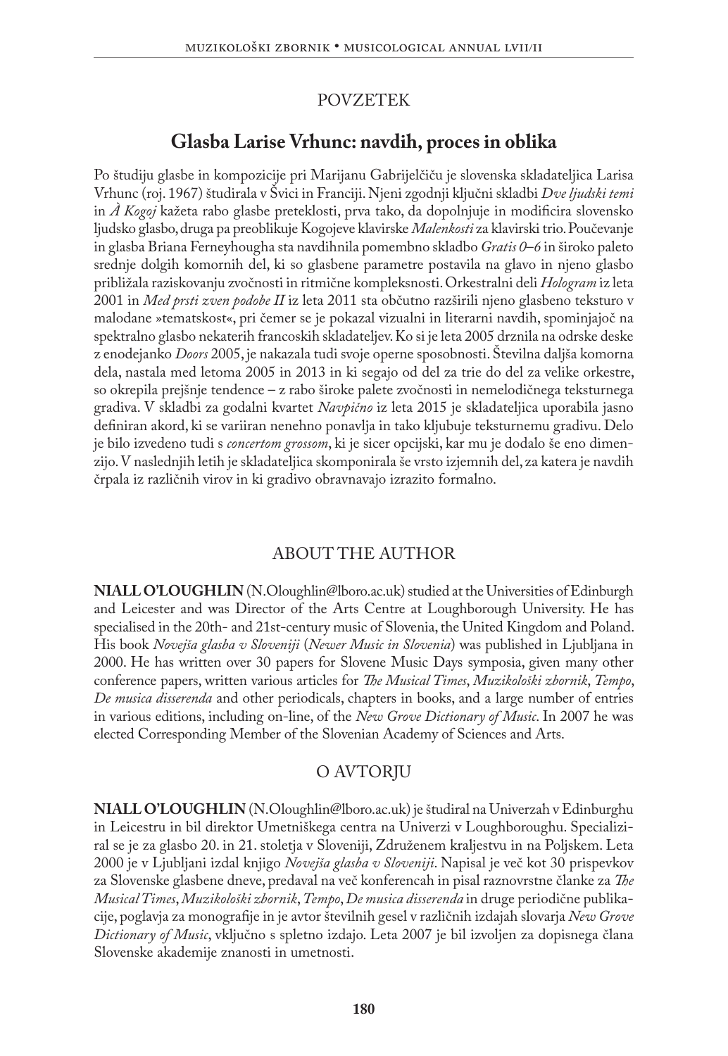## POVZETEK

# Glasba Larise Vrhunc: navdih, proces in oblika

Po študiju glasbe in kompozicije pri Marijanu Gabrijelčiču je slovenska skladateljica Larisa Vrhunc (roj. 1967) študirala v Švici in Franciji. Njeni zgodnji ključni skladbi *Dve ljudski temi* in *À Kogoj* kažeta rabo glasbe preteklosti, prva tako, da dopolnjuje in modificira slovensko ljudsko glasbo, druga pa preoblikuje Kogojeve klavirske *Malenkosti* za klavirski trio. Poučevanje in glasba Briana Ferneyhougha sta navdihnila pomembno skladbo *Gratis 0–6* in široko paleto srednje dolgih komornih del, ki so glasbene parametre postavila na glavo in njeno glasbo približala raziskovanju zvočnosti in ritmične kompleksnosti. Orkestralni deli *Hologram* iz leta 2001 in *Med prsti zven podobe II* iz leta 2011 sta občutno razširili njeno glasbeno teksturo v malodane »tematskost«, pri čemer se je pokazal vizualni in literarni navdih, spominjajoč na spektralno glasbo nekaterih francoskih skladateljev. Ko si je leta 2005 drznila na odrske deske z enodejanko *Doors* 2005, je nakazala tudi svoje operne sposobnosti. Številna daljša komorna dela, nastala med letoma 2005 in 2013 in ki segajo od del za trie do del za velike orkestre, so okrepila prejšnje tendence – z rabo široke palete zvočnosti in nemelodičnega teksturnega gradiva. V skladbi za godalni kvartet *Navpično* iz leta 2015 je skladateljica uporabila jasno definiran akord, ki se variiran nenehno ponavlja in tako kljubuje teksturnemu gradivu. Delo je bilo izvedeno tudi s *concertom grossom*, ki je sicer opcijski, kar mu je dodalo še eno dimenzijo. V naslednjih letih je skladateljica skomponirala še vrsto izjemnih del, za katera je navdih črpala iz različnih virov in ki gradivo obravnavajo izrazito formalno.

## ABOUT THE AUTHOR

**NIALL O'LOUGHLIN** (N.Oloughlin@lboro.ac.uk) studied at the Universities of Edinburgh and Leicester and was Director of the Arts Centre at Loughborough University. He has specialised in the 20th- and 21st-century music of Slovenia, the United Kingdom and Poland. His book *Novejša glasba v Sloveniji* (*Newer Music in Slovenia*) was published in Ljubljana in 2000. He has written over 30 papers for Slovene Music Days symposia, given many other conference papers, written various articles for *The Musical Times*, *Muzikološki zbornik*, *Tempo*, *De musica disserenda* and other periodicals, chapters in books, and a large number of entries in various editions, including on-line, of the *New Grove Dictionary of Music*. In 2007 he was elected Corresponding Member of the Slovenian Academy of Sciences and Arts.

## O AVTORJU

**NIALL O'LOUGHLIN** (N.Oloughlin@lboro.ac.uk) je študiral na Univerzah v Edinburghu in Leicestru in bil direktor Umetniškega centra na Univerzi v Loughboroughu. Specializiral se je za glasbo 20. in 21. stoletja v Sloveniji, Združenem kraljestvu in na Poljskem. Leta 2000 je v Ljubljani izdal knjigo *Novejša glasba v Sloveniji*. Napisal je več kot 30 prispevkov za Slovenske glasbene dneve, predaval na več konferencah in pisal raznovrstne članke za *The Musical Times*, *Muzikološki zbornik*, *Tempo*, *De musica disserenda* in druge periodične publikacije, poglavja za monografije in je avtor številnih gesel v različnih izdajah slovarja *New Grove Dictionary of Music*, vključno s spletno izdajo. Leta 2007 je bil izvoljen za dopisnega člana Slovenske akademije znanosti in umetnosti.